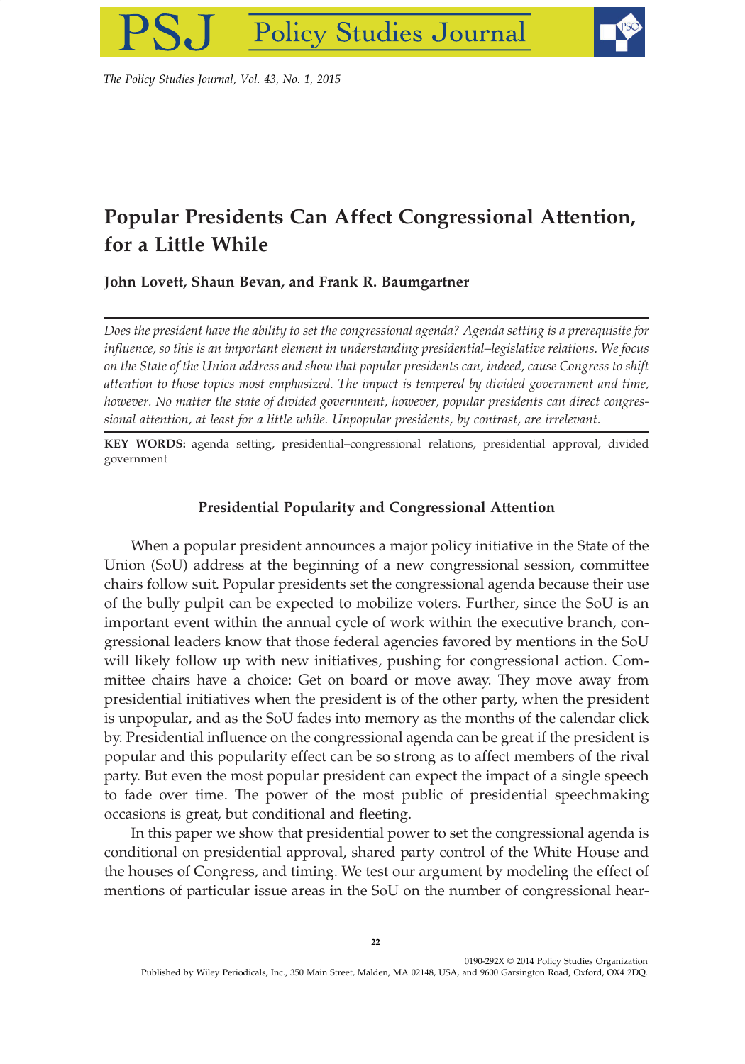# Popular Presidents Can Affect Congressional Attention, for a Little While

**John Lovett, Shaun Bevan, and Frank R. Baumgartner**

*Does the president have the ability to set the congressional agenda? Agenda setting is a prerequisite for influence, so this is an important element in understanding presidential–legislative relations. We focus on the State of the Union address and show that popular presidents can, indeed, cause Congress to shift attention to those topics most emphasized. The impact is tempered by divided government and time, however. No matter the state of divided government, however, popular presidents can direct congressional attention, at least for a little while. Unpopular presidents, by contrast, are irrelevant.*

**KEY WORDS:** agenda setting, presidential–congressional relations, presidential approval, divided government

## Presidential Popularity and Congressional Attention

When a popular president announces a major policy initiative in the State of the Union (SoU) address at the beginning of a new congressional session, committee chairs follow suit. Popular presidents set the congressional agenda because their use of the bully pulpit can be expected to mobilize voters. Further, since the SoU is an important event within the annual cycle of work within the executive branch, congressional leaders know that those federal agencies favored by mentions in the SoU will likely follow up with new initiatives, pushing for congressional action. Committee chairs have a choice: Get on board or move away. They move away from presidential initiatives when the president is of the other party, when the president is unpopular, and as the SoU fades into memory as the months of the calendar click by. Presidential influence on the congressional agenda can be great if the president is popular and this popularity effect can be so strong as to affect members of the rival party. But even the most popular president can expect the impact of a single speech to fade over time. The power of the most public of presidential speechmaking occasions is great, but conditional and fleeting.

In this paper we show that presidential power to set the congressional agenda is conditional on presidential approval, shared party control of the White House and the houses of Congress, and timing. We test our argument by modeling the effect of mentions of particular issue areas in the SoU on the number of congressional hear-

0190-292X © 2014 Policy Studies Organization
Published by Wiley Periodicals, Inc., 350 Main Street, Malden, MA 02148, USA, and 9600 Garsington Road, Oxford, OX4 2DQ.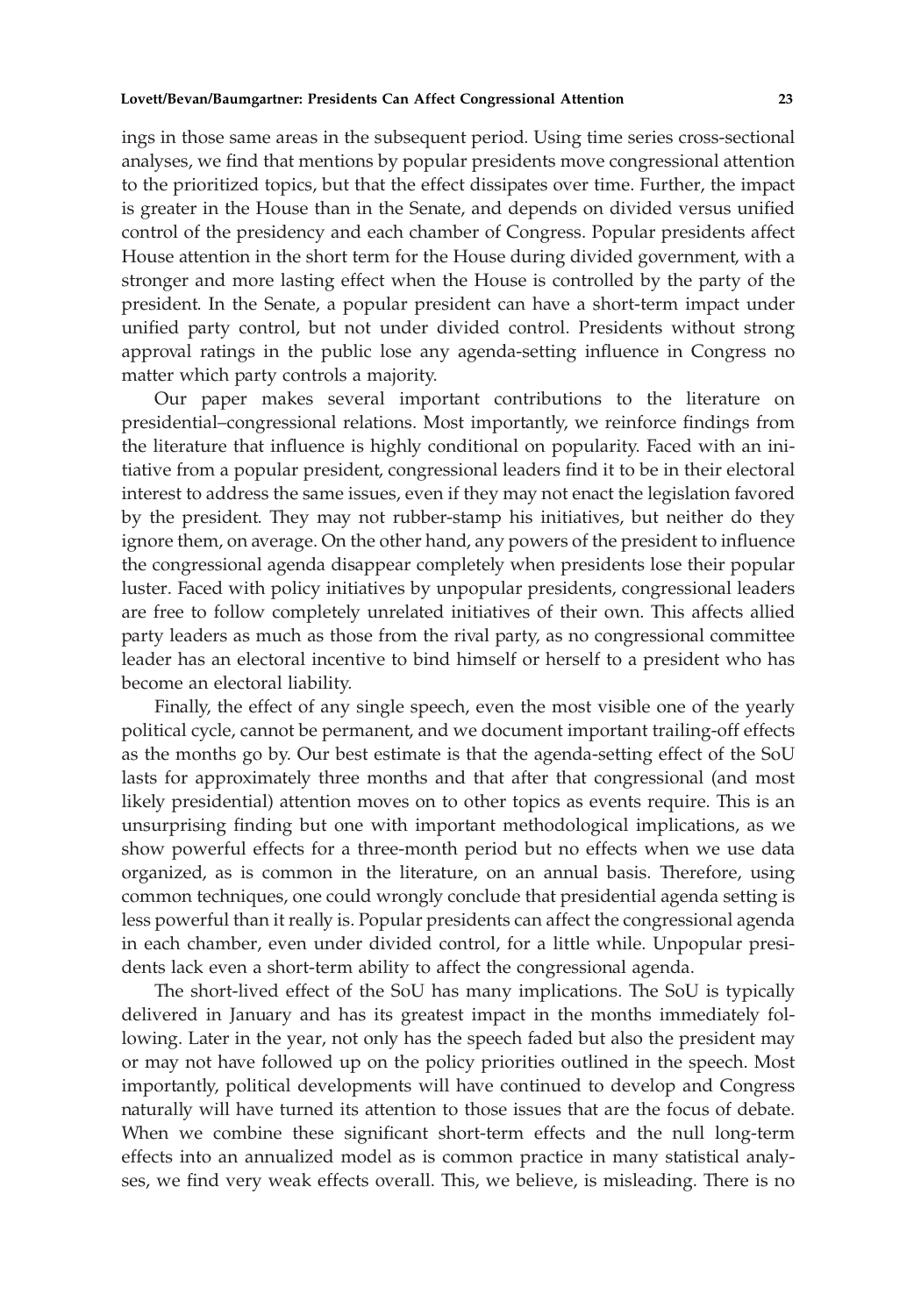ings in those same areas in the subsequent period. Using time series cross-sectional analyses, we find that mentions by popular presidents move congressional attention to the prioritized topics, but that the effect dissipates over time. Further, the impact is greater in the House than in the Senate, and depends on divided versus unified control of the presidency and each chamber of Congress. Popular presidents affect House attention in the short term for the House during divided government, with a stronger and more lasting effect when the House is controlled by the party of the president. In the Senate, a popular president can have a short-term impact under unified party control, but not under divided control. Presidents without strong approval ratings in the public lose any agenda-setting influence in Congress no matter which party controls a majority.

Our paper makes several important contributions to the literature on presidential–congressional relations. Most importantly, we reinforce findings from the literature that influence is highly conditional on popularity. Faced with an initiative from a popular president, congressional leaders find it to be in their electoral interest to address the same issues, even if they may not enact the legislation favored by the president. They may not rubber-stamp his initiatives, but neither do they ignore them, on average. On the other hand, any powers of the president to influence the congressional agenda disappear completely when presidents lose their popular luster. Faced with policy initiatives by unpopular presidents, congressional leaders are free to follow completely unrelated initiatives of their own. This affects allied party leaders as much as those from the rival party, as no congressional committee leader has an electoral incentive to bind himself or herself to a president who has become an electoral liability.

Finally, the effect of any single speech, even the most visible one of the yearly political cycle, cannot be permanent, and we document important trailing-off effects as the months go by. Our best estimate is that the agenda-setting effect of the SoU lasts for approximately three months and that after that congressional (and most likely presidential) attention moves on to other topics as events require. This is an unsurprising finding but one with important methodological implications, as we show powerful effects for a three-month period but no effects when we use data organized, as is common in the literature, on an annual basis. Therefore, using common techniques, one could wrongly conclude that presidential agenda setting is less powerful than it really is. Popular presidents can affect the congressional agenda in each chamber, even under divided control, for a little while. Unpopular presidents lack even a short-term ability to affect the congressional agenda.

The short-lived effect of the SoU has many implications. The SoU is typically delivered in January and has its greatest impact in the months immediately following. Later in the year, not only has the speech faded but also the president may or may not have followed up on the policy priorities outlined in the speech. Most importantly, political developments will have continued to develop and Congress naturally will have turned its attention to those issues that are the focus of debate. When we combine these significant short-term effects and the null long-term effects into an annualized model as is common practice in many statistical analyses, we find very weak effects overall. This, we believe, is misleading. There is no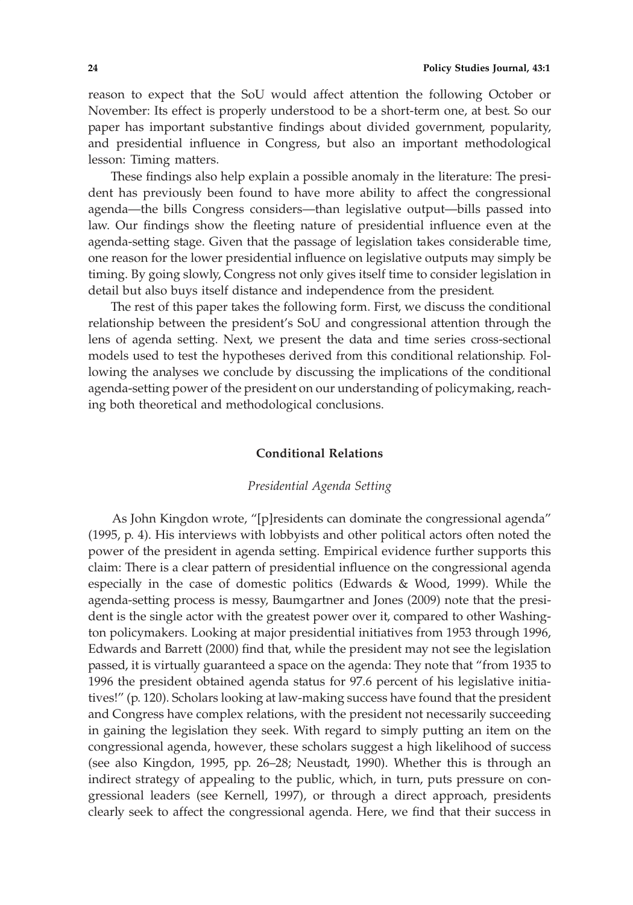reason to expect that the SoU would affect attention the following October or November: Its effect is properly understood to be a short-term one, at best. So our paper has important substantive findings about divided government, popularity, and presidential influence in Congress, but also an important methodological lesson: Timing matters.

These findings also help explain a possible anomaly in the literature: The president has previously been found to have more ability to affect the congressional agenda—the bills Congress considers—than legislative output—bills passed into law. Our findings show the fleeting nature of presidential influence even at the agenda-setting stage. Given that the passage of legislation takes considerable time, one reason for the lower presidential influence on legislative outputs may simply be timing. By going slowly, Congress not only gives itself time to consider legislation in detail but also buys itself distance and independence from the president.

The rest of this paper takes the following form. First, we discuss the conditional relationship between the president's SoU and congressional attention through the lens of agenda setting. Next, we present the data and time series cross-sectional models used to test the hypotheses derived from this conditional relationship. Following the analyses we conclude by discussing the implications of the conditional agenda-setting power of the president on our understanding of policymaking, reaching both theoretical and methodological conclusions.

## Conditional Relations

### *Presidential Agenda Setting*

As John Kingdon wrote, "[p]residents can dominate the congressional agenda" (1995, p. 4). His interviews with lobbyists and other political actors often noted the power of the president in agenda setting. Empirical evidence further supports this claim: There is a clear pattern of presidential influence on the congressional agenda especially in the case of domestic politics (Edwards & Wood, 1999). While the agenda-setting process is messy, Baumgartner and Jones (2009) note that the president is the single actor with the greatest power over it, compared to other Washington policymakers. Looking at major presidential initiatives from 1953 through 1996, Edwards and Barrett (2000) find that, while the president may not see the legislation passed, it is virtually guaranteed a space on the agenda: They note that "from 1935 to 1996 the president obtained agenda status for 97.6 percent of his legislative initiatives!" (p. 120). Scholars looking at law-making success have found that the president and Congress have complex relations, with the president not necessarily succeeding in gaining the legislation they seek. With regard to simply putting an item on the congressional agenda, however, these scholars suggest a high likelihood of success (see also Kingdon, 1995, pp. 26–28; Neustadt, 1990). Whether this is through an indirect strategy of appealing to the public, which, in turn, puts pressure on congressional leaders (see Kernell, 1997), or through a direct approach, presidents clearly seek to affect the congressional agenda. Here, we find that their success in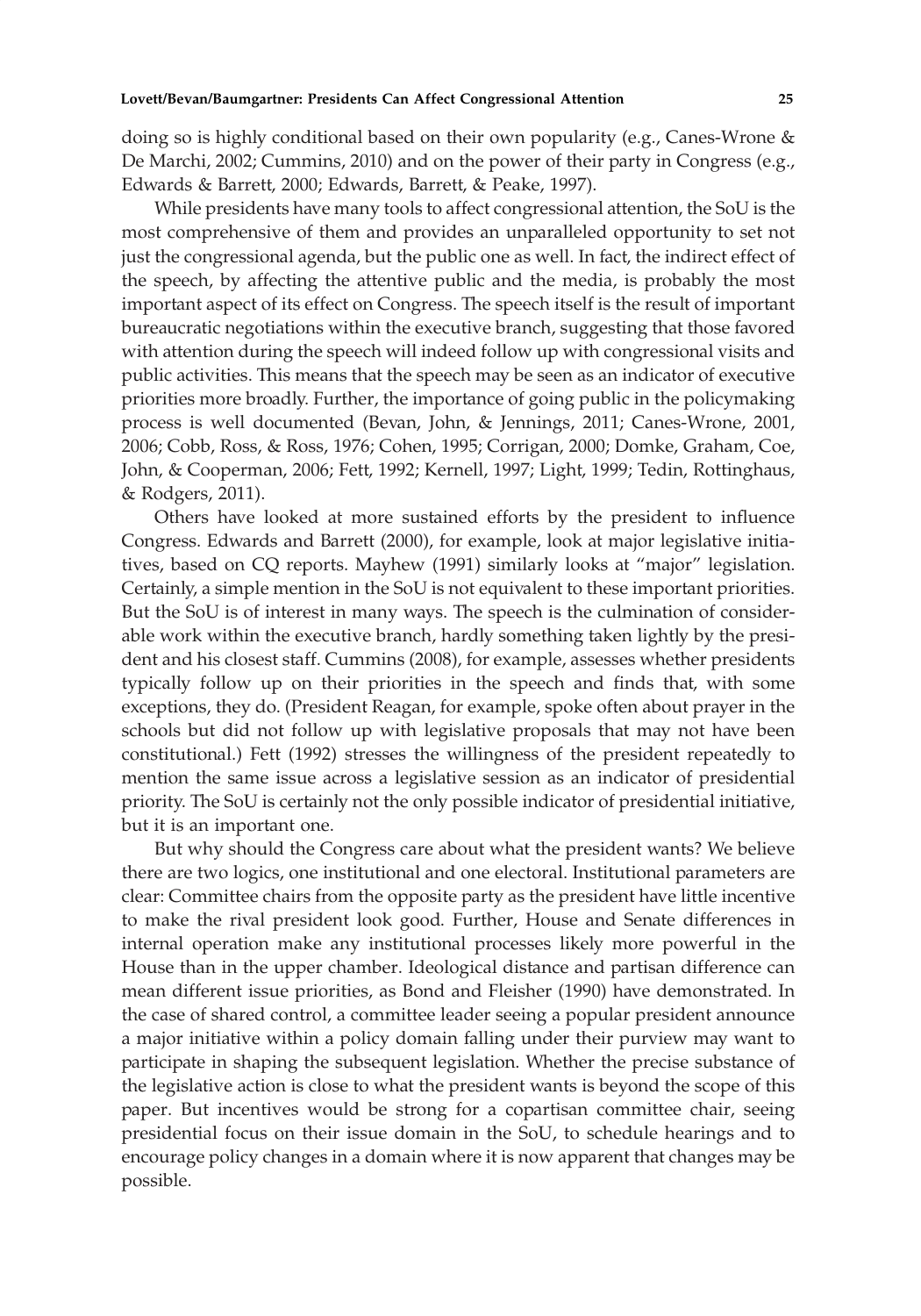doing so is highly conditional based on their own popularity (e.g., Canes-Wrone & De Marchi, 2002; Cummins, 2010) and on the power of their party in Congress (e.g., Edwards & Barrett, 2000; Edwards, Barrett, & Peake, 1997).

While presidents have many tools to affect congressional attention, the SoU is the most comprehensive of them and provides an unparalleled opportunity to set not just the congressional agenda, but the public one as well. In fact, the indirect effect of the speech, by affecting the attentive public and the media, is probably the most important aspect of its effect on Congress. The speech itself is the result of important bureaucratic negotiations within the executive branch, suggesting that those favored with attention during the speech will indeed follow up with congressional visits and public activities. This means that the speech may be seen as an indicator of executive priorities more broadly. Further, the importance of going public in the policymaking process is well documented (Bevan, John, & Jennings, 2011; Canes-Wrone, 2001, 2006; Cobb, Ross, & Ross, 1976; Cohen, 1995; Corrigan, 2000; Domke, Graham, Coe, John, & Cooperman, 2006; Fett, 1992; Kernell, 1997; Light, 1999; Tedin, Rottinghaus, & Rodgers, 2011).

Others have looked at more sustained efforts by the president to influence Congress. Edwards and Barrett (2000), for example, look at major legislative initiatives, based on CQ reports. Mayhew (1991) similarly looks at "major" legislation. Certainly, a simple mention in the SoU is not equivalent to these important priorities. But the SoU is of interest in many ways. The speech is the culmination of considerable work within the executive branch, hardly something taken lightly by the president and his closest staff. Cummins (2008), for example, assesses whether presidents typically follow up on their priorities in the speech and finds that, with some exceptions, they do. (President Reagan, for example, spoke often about prayer in the schools but did not follow up with legislative proposals that may not have been constitutional.) Fett (1992) stresses the willingness of the president repeatedly to mention the same issue across a legislative session as an indicator of presidential priority. The SoU is certainly not the only possible indicator of presidential initiative, but it is an important one.

But why should the Congress care about what the president wants? We believe there are two logics, one institutional and one electoral. Institutional parameters are clear: Committee chairs from the opposite party as the president have little incentive to make the rival president look good. Further, House and Senate differences in internal operation make any institutional processes likely more powerful in the House than in the upper chamber. Ideological distance and partisan difference can mean different issue priorities, as Bond and Fleisher (1990) have demonstrated. In the case of shared control, a committee leader seeing a popular president announce a major initiative within a policy domain falling under their purview may want to participate in shaping the subsequent legislation. Whether the precise substance of the legislative action is close to what the president wants is beyond the scope of this paper. But incentives would be strong for a copartisan committee chair, seeing presidential focus on their issue domain in the SoU, to schedule hearings and to encourage policy changes in a domain where it is now apparent that changes may be possible.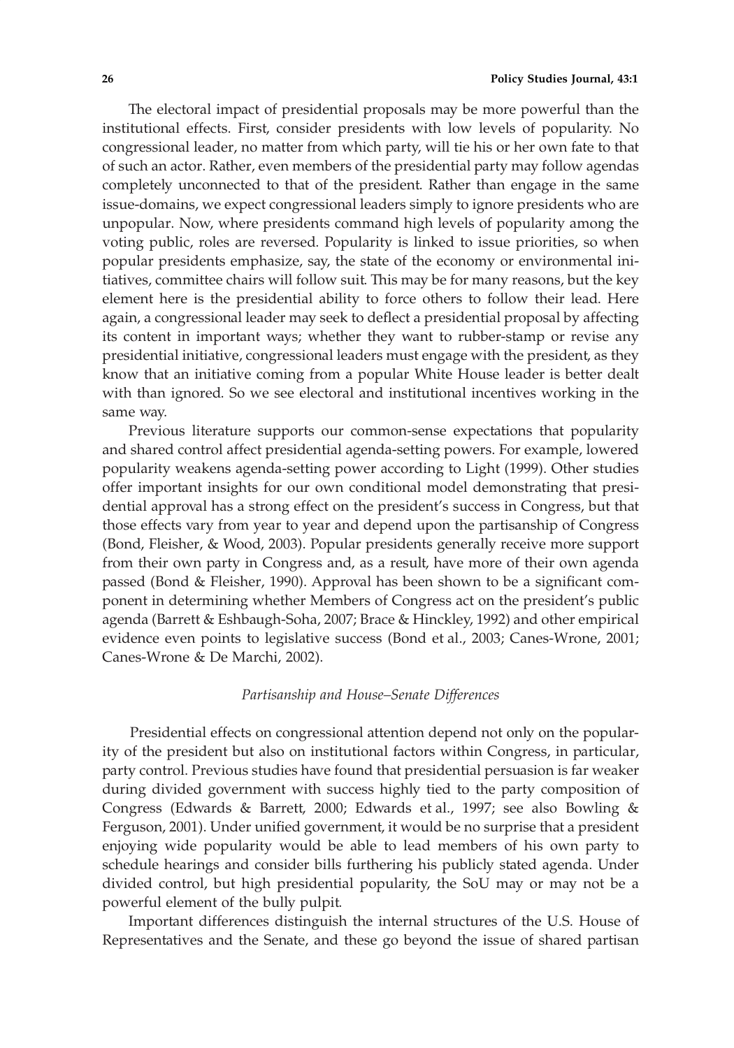The electoral impact of presidential proposals may be more powerful than the institutional effects. First, consider presidents with low levels of popularity. No congressional leader, no matter from which party, will tie his or her own fate to that of such an actor. Rather, even members of the presidential party may follow agendas completely unconnected to that of the president. Rather than engage in the same issue-domains, we expect congressional leaders simply to ignore presidents who are unpopular. Now, where presidents command high levels of popularity among the voting public, roles are reversed. Popularity is linked to issue priorities, so when popular presidents emphasize, say, the state of the economy or environmental initiatives, committee chairs will follow suit. This may be for many reasons, but the key element here is the presidential ability to force others to follow their lead. Here again, a congressional leader may seek to deflect a presidential proposal by affecting its content in important ways; whether they want to rubber-stamp or revise any presidential initiative, congressional leaders must engage with the president, as they know that an initiative coming from a popular White House leader is better dealt with than ignored. So we see electoral and institutional incentives working in the same way.

Previous literature supports our common-sense expectations that popularity and shared control affect presidential agenda-setting powers. For example, lowered popularity weakens agenda-setting power according to Light (1999). Other studies offer important insights for our own conditional model demonstrating that presidential approval has a strong effect on the president's success in Congress, but that those effects vary from year to year and depend upon the partisanship of Congress (Bond, Fleisher, & Wood, 2003). Popular presidents generally receive more support from their own party in Congress and, as a result, have more of their own agenda passed (Bond & Fleisher, 1990). Approval has been shown to be a significant component in determining whether Members of Congress act on the president's public agenda (Barrett & Eshbaugh-Soha, 2007; Brace & Hinckley, 1992) and other empirical evidence even points to legislative success (Bond et al., 2003; Canes-Wrone, 2001; Canes-Wrone & De Marchi, 2002).

### *Partisanship and House–Senate Differences*

Presidential effects on congressional attention depend not only on the popularity of the president but also on institutional factors within Congress, in particular, party control. Previous studies have found that presidential persuasion is far weaker during divided government with success highly tied to the party composition of Congress (Edwards & Barrett, 2000; Edwards et al., 1997; see also Bowling & Ferguson, 2001). Under unified government, it would be no surprise that a president enjoying wide popularity would be able to lead members of his own party to schedule hearings and consider bills furthering his publicly stated agenda. Under divided control, but high presidential popularity, the SoU may or may not be a powerful element of the bully pulpit.

Important differences distinguish the internal structures of the U.S. House of Representatives and the Senate, and these go beyond the issue of shared partisan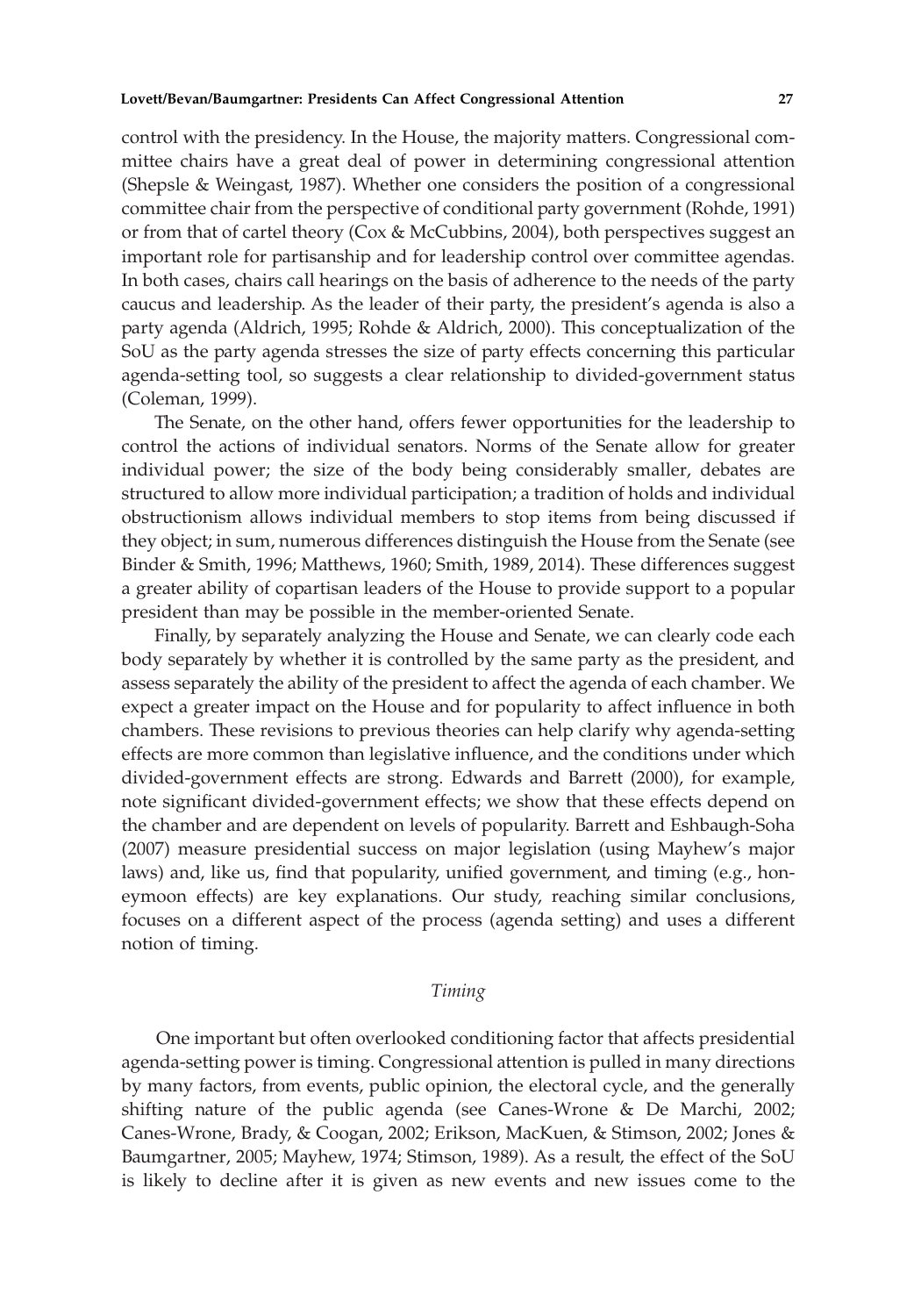control with the presidency. In the House, the majority matters. Congressional committee chairs have a great deal of power in determining congressional attention (Shepsle & Weingast, 1987). Whether one considers the position of a congressional committee chair from the perspective of conditional party government (Rohde, 1991) or from that of cartel theory (Cox & McCubbins, 2004), both perspectives suggest an important role for partisanship and for leadership control over committee agendas. In both cases, chairs call hearings on the basis of adherence to the needs of the party caucus and leadership. As the leader of their party, the president's agenda is also a party agenda (Aldrich, 1995; Rohde & Aldrich, 2000). This conceptualization of the SoU as the party agenda stresses the size of party effects concerning this particular agenda-setting tool, so suggests a clear relationship to divided-government status (Coleman, 1999).

The Senate, on the other hand, offers fewer opportunities for the leadership to control the actions of individual senators. Norms of the Senate allow for greater individual power; the size of the body being considerably smaller, debates are structured to allow more individual participation; a tradition of holds and individual obstructionism allows individual members to stop items from being discussed if they object; in sum, numerous differences distinguish the House from the Senate (see Binder & Smith, 1996; Matthews, 1960; Smith, 1989, 2014). These differences suggest a greater ability of copartisan leaders of the House to provide support to a popular president than may be possible in the member-oriented Senate.

Finally, by separately analyzing the House and Senate, we can clearly code each body separately by whether it is controlled by the same party as the president, and assess separately the ability of the president to affect the agenda of each chamber. We expect a greater impact on the House and for popularity to affect influence in both chambers. These revisions to previous theories can help clarify why agenda-setting effects are more common than legislative influence, and the conditions under which divided-government effects are strong. Edwards and Barrett (2000), for example, note significant divided-government effects; we show that these effects depend on the chamber and are dependent on levels of popularity. Barrett and Eshbaugh-Soha (2007) measure presidential success on major legislation (using Mayhew's major laws) and, like us, find that popularity, unified government, and timing (e.g., honeymoon effects) are key explanations. Our study, reaching similar conclusions, focuses on a different aspect of the process (agenda setting) and uses a different notion of timing.

### *Timing*

One important but often overlooked conditioning factor that affects presidential agenda-setting power is timing. Congressional attention is pulled in many directions by many factors, from events, public opinion, the electoral cycle, and the generally shifting nature of the public agenda (see Canes-Wrone & De Marchi, 2002; Canes-Wrone, Brady, & Coogan, 2002; Erikson, MacKuen, & Stimson, 2002; Jones & Baumgartner, 2005; Mayhew, 1974; Stimson, 1989). As a result, the effect of the SoU is likely to decline after it is given as new events and new issues come to the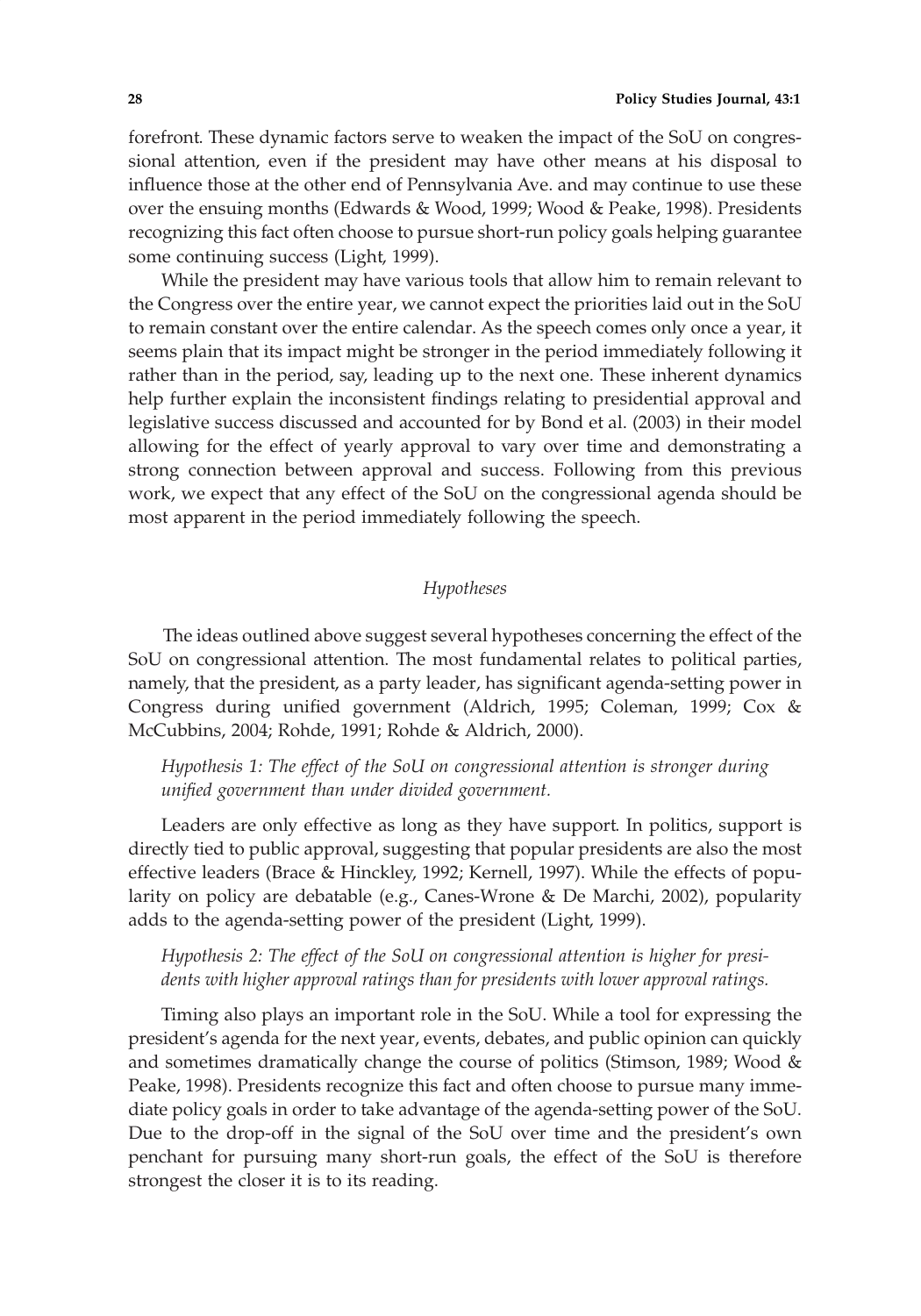forefront. These dynamic factors serve to weaken the impact of the SoU on congressional attention, even if the president may have other means at his disposal to influence those at the other end of Pennsylvania Ave. and may continue to use these over the ensuing months (Edwards & Wood, 1999; Wood & Peake, 1998). Presidents recognizing this fact often choose to pursue short-run policy goals helping guarantee some continuing success (Light, 1999).

While the president may have various tools that allow him to remain relevant to the Congress over the entire year, we cannot expect the priorities laid out in the SoU to remain constant over the entire calendar. As the speech comes only once a year, it seems plain that its impact might be stronger in the period immediately following it rather than in the period, say, leading up to the next one. These inherent dynamics help further explain the inconsistent findings relating to presidential approval and legislative success discussed and accounted for by Bond et al. (2003) in their model allowing for the effect of yearly approval to vary over time and demonstrating a strong connection between approval and success. Following from this previous work, we expect that any effect of the SoU on the congressional agenda should be most apparent in the period immediately following the speech.

### *Hypotheses*

The ideas outlined above suggest several hypotheses concerning the effect of the SoU on congressional attention. The most fundamental relates to political parties, namely, that the president, as a party leader, has significant agenda-setting power in Congress during unified government (Aldrich, 1995; Coleman, 1999; Cox & McCubbins, 2004; Rohde, 1991; Rohde & Aldrich, 2000).

*Hypothesis 1: The effect of the SoU on congressional attention is stronger during unified government than under divided government.*

Leaders are only effective as long as they have support. In politics, support is directly tied to public approval, suggesting that popular presidents are also the most effective leaders (Brace & Hinckley, 1992; Kernell, 1997). While the effects of popularity on policy are debatable (e.g., Canes-Wrone & De Marchi, 2002), popularity adds to the agenda-setting power of the president (Light, 1999).

*Hypothesis 2: The effect of the SoU on congressional attention is higher for presidents with higher approval ratings than for presidents with lower approval ratings.*

Timing also plays an important role in the SoU. While a tool for expressing the president's agenda for the next year, events, debates, and public opinion can quickly and sometimes dramatically change the course of politics (Stimson, 1989; Wood & Peake, 1998). Presidents recognize this fact and often choose to pursue many immediate policy goals in order to take advantage of the agenda-setting power of the SoU. Due to the drop-off in the signal of the SoU over time and the president's own penchant for pursuing many short-run goals, the effect of the SoU is therefore strongest the closer it is to its reading.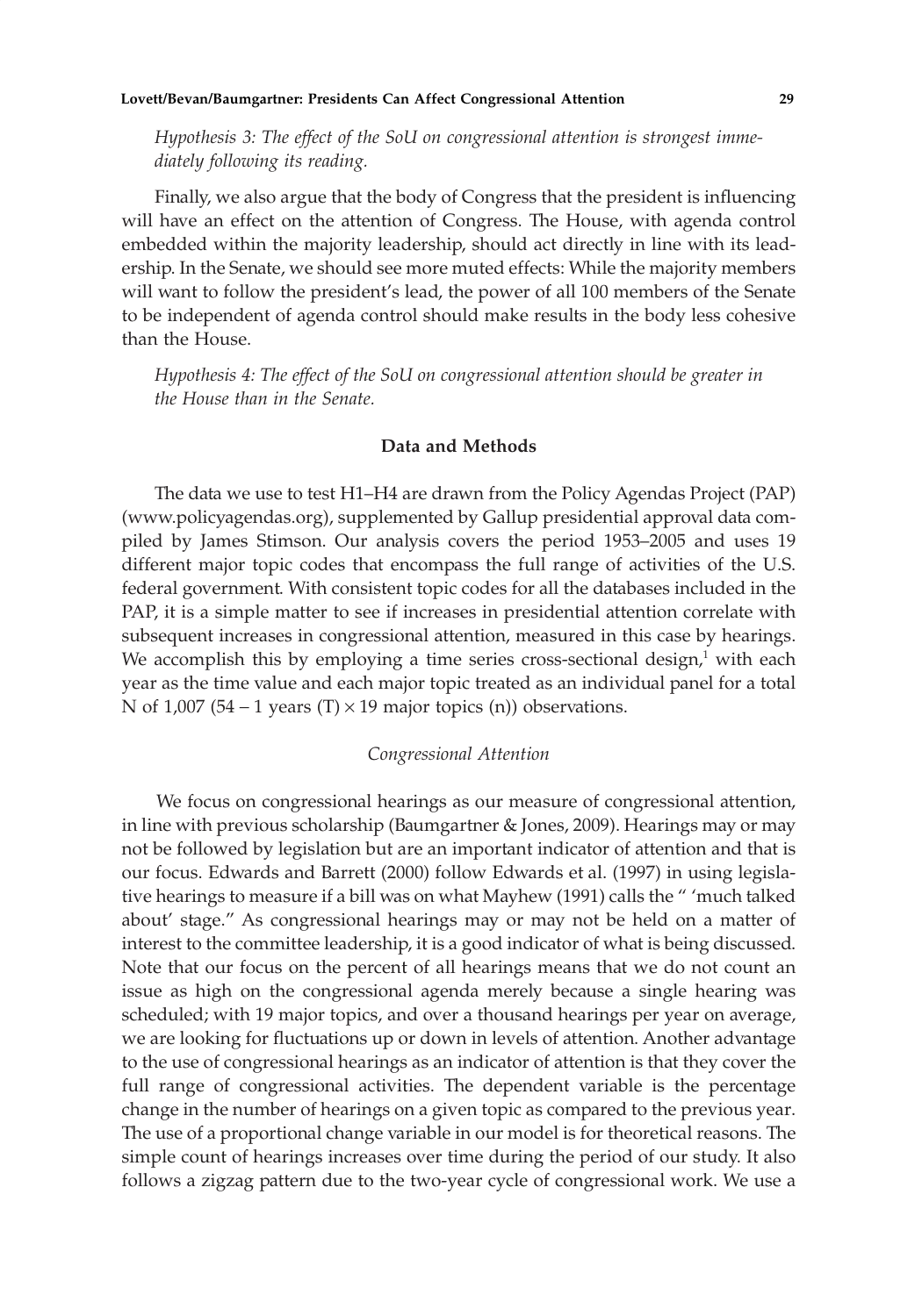*Hypothesis 3: The effect of the SoU on congressional attention is strongest immediately following its reading.*

Finally, we also argue that the body of Congress that the president is influencing will have an effect on the attention of Congress. The House, with agenda control embedded within the majority leadership, should act directly in line with its leadership. In the Senate, we should see more muted effects: While the majority members will want to follow the president's lead, the power of all 100 members of the Senate to be independent of agenda control should make results in the body less cohesive than the House.

*Hypothesis 4: The effect of the SoU on congressional attention should be greater in the House than in the Senate.*

## Data and Methods

The data we use to test H1–H4 are drawn from the Policy Agendas Project (PAP) (www.policyagendas.org), supplemented by Gallup presidential approval data compiled by James Stimson. Our analysis covers the period 1953–2005 and uses 19 different major topic codes that encompass the full range of activities of the U.S. federal government. With consistent topic codes for all the databases included in the PAP, it is a simple matter to see if increases in presidential attention correlate with subsequent increases in congressional attention, measured in this case by hearings. We accomplish this by employing a time series cross-sectional design,[1] with each year as the time value and each major topic treated as an individual panel for a total N of 1,007 (54 − 1 years (T) × 19 major topics (n)) observations.

### *Congressional Attention*

We focus on congressional hearings as our measure of congressional attention, in line with previous scholarship (Baumgartner & Jones, 2009). Hearings may or may not be followed by legislation but are an important indicator of attention and that is our focus. Edwards and Barrett (2000) follow Edwards et al. (1997) in using legislative hearings to measure if a bill was on what Mayhew (1991) calls the " 'much talked about' stage." As congressional hearings may or may not be held on a matter of interest to the committee leadership, it is a good indicator of what is being discussed. Note that our focus on the percent of all hearings means that we do not count an issue as high on the congressional agenda merely because a single hearing was scheduled; with 19 major topics, and over a thousand hearings per year on average, we are looking for fluctuations up or down in levels of attention. Another advantage to the use of congressional hearings as an indicator of attention is that they cover the full range of congressional activities. The dependent variable is the percentage change in the number of hearings on a given topic as compared to the previous year. The use of a proportional change variable in our model is for theoretical reasons. The simple count of hearings increases over time during the period of our study. It also follows a zigzag pattern due to the two-year cycle of congressional work. We use a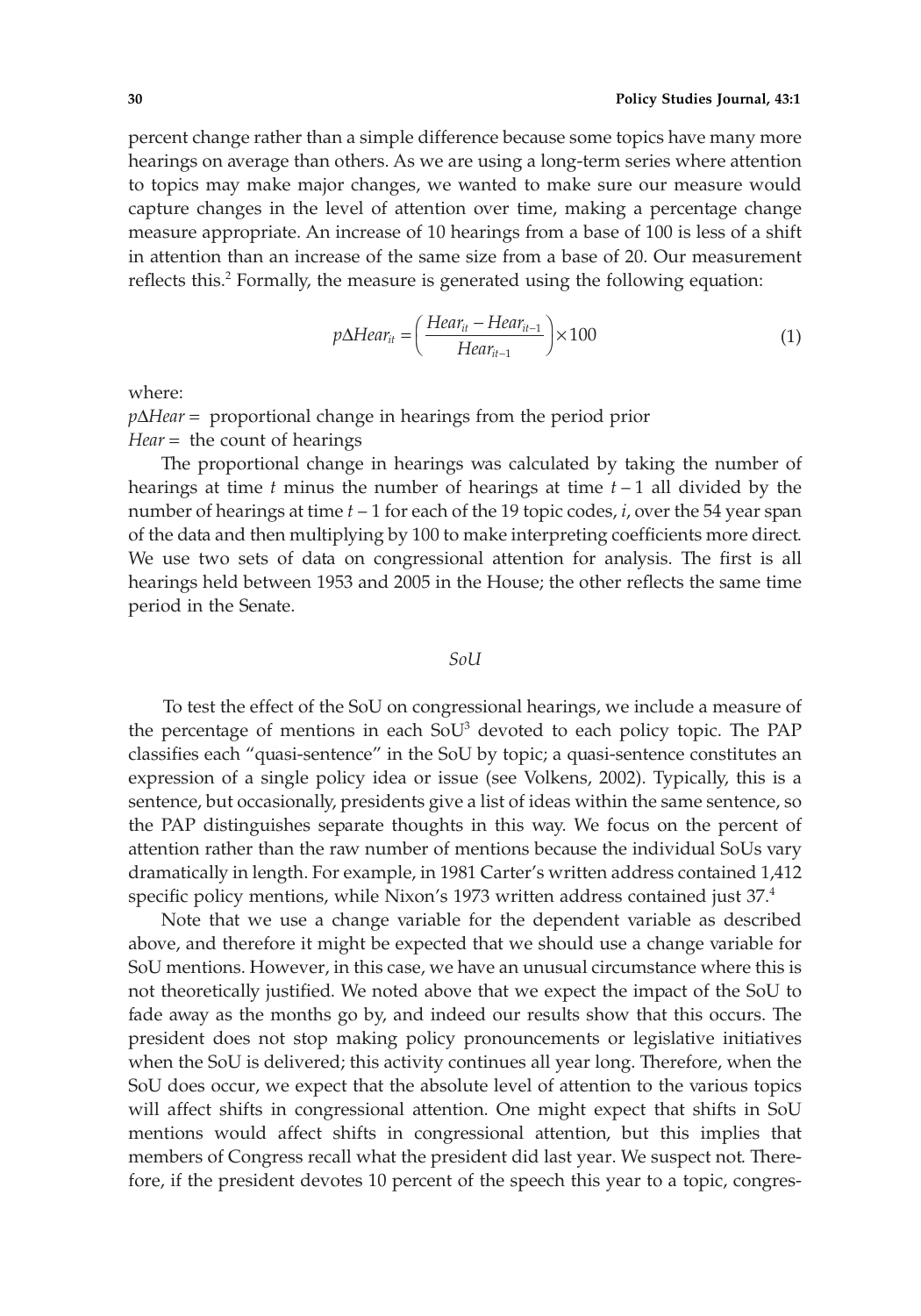percent change rather than a simple difference because some topics have many more hearings on average than others. As we are using a long-term series where attention to topics may make major changes, we wanted to make sure our measure would capture changes in the level of attention over time, making a percentage change measure appropriate. An increase of 10 hearings from a base of 100 is less of a shift in attention than an increase of the same size from a base of 20. Our measurement reflects this.[2] Formally, the measure is generated using the following equation:

$$p\Delta Hear_{it} = \left(\frac{Hear_{it} - Hear_{it-1}}{Hear_{it-1}}\right) \times 100 \qquad (1)$$

where:

$p\Delta Hear$ = proportional change in hearings from the period prior
$Hear$ = the count of hearings

The proportional change in hearings was calculated by taking the number of hearings at time $t$ minus the number of hearings at time $t-1$ all divided by the number of hearings at time $t-1$ for each of the 19 topic codes, $i$, over the 54 year span of the data and then multiplying by 100 to make interpreting coefficients more direct. We use two sets of data on congressional attention for analysis. The first is all hearings held between 1953 and 2005 in the House; the other reflects the same time period in the Senate.

### *SoU*

To test the effect of the SoU on congressional hearings, we include a measure of the percentage of mentions in each SoU[3] devoted to each policy topic. The PAP classifies each "quasi-sentence" in the SoU by topic; a quasi-sentence constitutes an expression of a single policy idea or issue (see Volkens, 2002). Typically, this is a sentence, but occasionally, presidents give a list of ideas within the same sentence, so the PAP distinguishes separate thoughts in this way. We focus on the percent of attention rather than the raw number of mentions because the individual SoUs vary dramatically in length. For example, in 1981 Carter's written address contained 1,412 specific policy mentions, while Nixon's 1973 written address contained just 37.[4]

Note that we use a change variable for the dependent variable as described above, and therefore it might be expected that we should use a change variable for SoU mentions. However, in this case, we have an unusual circumstance where this is not theoretically justified. We noted above that we expect the impact of the SoU to fade away as the months go by, and indeed our results show that this occurs. The president does not stop making policy pronouncements or legislative initiatives when the SoU is delivered; this activity continues all year long. Therefore, when the SoU does occur, we expect that the absolute level of attention to the various topics will affect shifts in congressional attention. One might expect that shifts in SoU mentions would affect shifts in congressional attention, but this implies that members of Congress recall what the president did last year. We suspect not. Therefore, if the president devotes 10 percent of the speech this year to a topic, congres-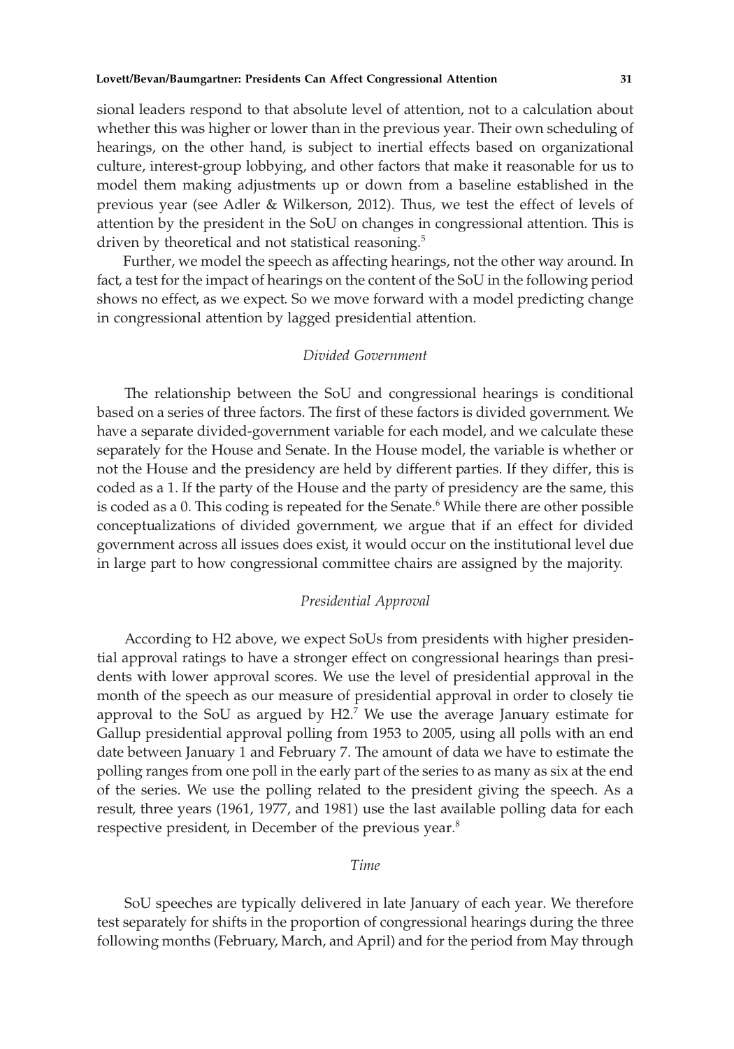sional leaders respond to that absolute level of attention, not to a calculation about whether this was higher or lower than in the previous year. Their own scheduling of hearings, on the other hand, is subject to inertial effects based on organizational culture, interest-group lobbying, and other factors that make it reasonable for us to model them making adjustments up or down from a baseline established in the previous year (see Adler & Wilkerson, 2012). Thus, we test the effect of levels of attention by the president in the SoU on changes in congressional attention. This is driven by theoretical and not statistical reasoning.[5]

Further, we model the speech as affecting hearings, not the other way around. In fact, a test for the impact of hearings on the content of the SoU in the following period shows no effect, as we expect. So we move forward with a model predicting change in congressional attention by lagged presidential attention.

### *Divided Government*

The relationship between the SoU and congressional hearings is conditional based on a series of three factors. The first of these factors is divided government. We have a separate divided-government variable for each model, and we calculate these separately for the House and Senate. In the House model, the variable is whether or not the House and the presidency are held by different parties. If they differ, this is coded as a 1. If the party of the House and the party of presidency are the same, this is coded as a 0. This coding is repeated for the Senate.[6] While there are other possible conceptualizations of divided government, we argue that if an effect for divided government across all issues does exist, it would occur on the institutional level due in large part to how congressional committee chairs are assigned by the majority.

### *Presidential Approval*

According to H2 above, we expect SoUs from presidents with higher presidential approval ratings to have a stronger effect on congressional hearings than presidents with lower approval scores. We use the level of presidential approval in the month of the speech as our measure of presidential approval in order to closely tie approval to the SoU as argued by H2.[7] We use the average January estimate for Gallup presidential approval polling from 1953 to 2005, using all polls with an end date between January 1 and February 7. The amount of data we have to estimate the polling ranges from one poll in the early part of the series to as many as six at the end of the series. We use the polling related to the president giving the speech. As a result, three years (1961, 1977, and 1981) use the last available polling data for each respective president, in December of the previous year.[8]

### *Time*

SoU speeches are typically delivered in late January of each year. We therefore test separately for shifts in the proportion of congressional hearings during the three following months (February, March, and April) and for the period from May through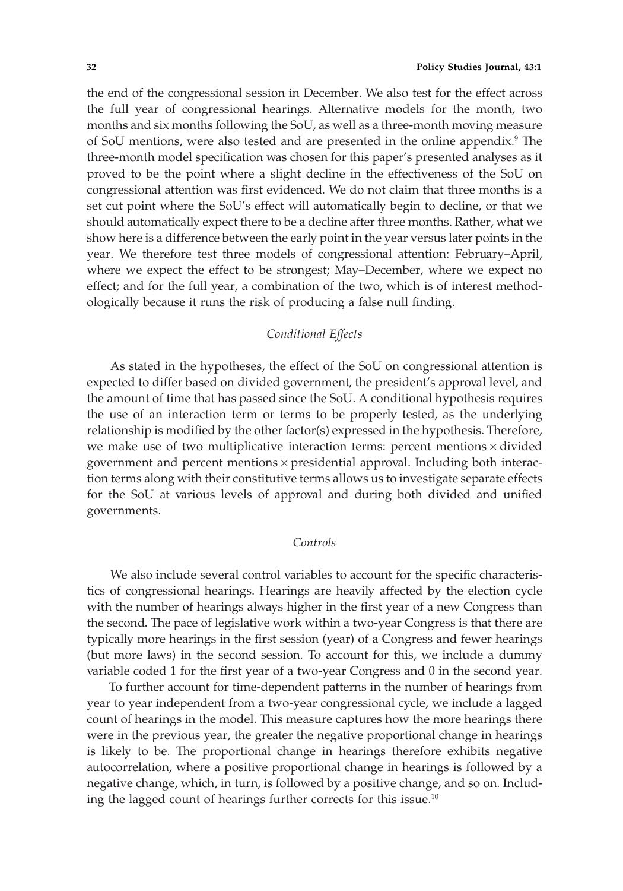the end of the congressional session in December. We also test for the effect across the full year of congressional hearings. Alternative models for the month, two months and six months following the SoU, as well as a three-month moving measure of SoU mentions, were also tested and are presented in the online appendix.[9] The three-month model specification was chosen for this paper's presented analyses as it proved to be the point where a slight decline in the effectiveness of the SoU on congressional attention was first evidenced. We do not claim that three months is a set cut point where the SoU's effect will automatically begin to decline, or that we should automatically expect there to be a decline after three months. Rather, what we show here is a difference between the early point in the year versus later points in the year. We therefore test three models of congressional attention: February–April, where we expect the effect to be strongest; May–December, where we expect no effect; and for the full year, a combination of the two, which is of interest methodologically because it runs the risk of producing a false null finding.

### *Conditional Effects*

As stated in the hypotheses, the effect of the SoU on congressional attention is expected to differ based on divided government, the president's approval level, and the amount of time that has passed since the SoU. A conditional hypothesis requires the use of an interaction term or terms to be properly tested, as the underlying relationship is modified by the other factor(s) expressed in the hypothesis. Therefore, we make use of two multiplicative interaction terms: percent mentions × divided government and percent mentions × presidential approval. Including both interaction terms along with their constitutive terms allows us to investigate separate effects for the SoU at various levels of approval and during both divided and unified governments.

### *Controls*

We also include several control variables to account for the specific characteristics of congressional hearings. Hearings are heavily affected by the election cycle with the number of hearings always higher in the first year of a new Congress than the second. The pace of legislative work within a two-year Congress is that there are typically more hearings in the first session (year) of a Congress and fewer hearings (but more laws) in the second session. To account for this, we include a dummy variable coded 1 for the first year of a two-year Congress and 0 in the second year.

To further account for time-dependent patterns in the number of hearings from year to year independent from a two-year congressional cycle, we include a lagged count of hearings in the model. This measure captures how the more hearings there were in the previous year, the greater the negative proportional change in hearings is likely to be. The proportional change in hearings therefore exhibits negative autocorrelation, where a positive proportional change in hearings is followed by a negative change, which, in turn, is followed by a positive change, and so on. Including the lagged count of hearings further corrects for this issue.[10]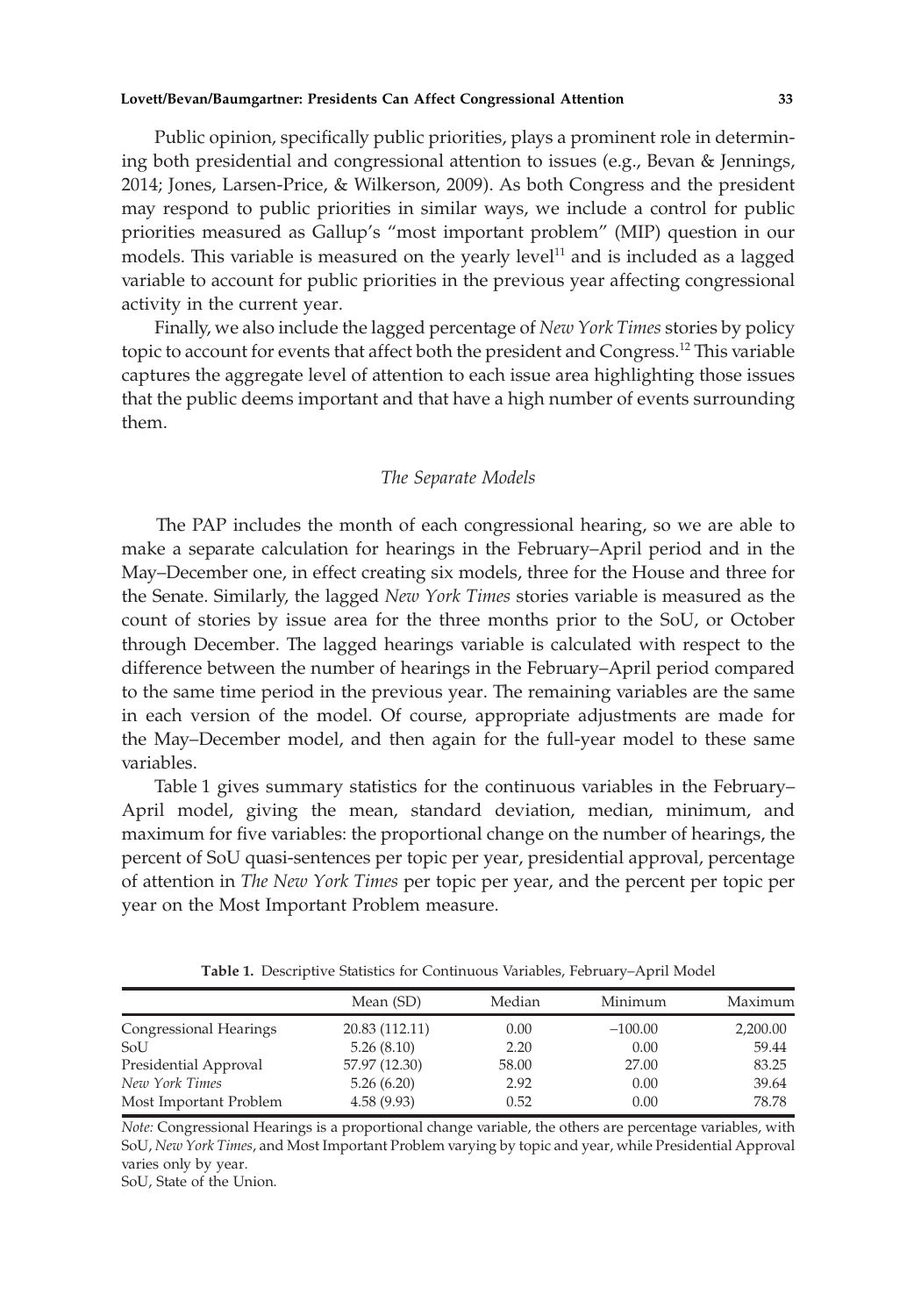Public opinion, specifically public priorities, plays a prominent role in determining both presidential and congressional attention to issues (e.g., Bevan & Jennings, 2014; Jones, Larsen-Price, & Wilkerson, 2009). As both Congress and the president may respond to public priorities in similar ways, we include a control for public priorities measured as Gallup's "most important problem" (MIP) question in our models. This variable is measured on the yearly level[11] and is included as a lagged variable to account for public priorities in the previous year affecting congressional activity in the current year.

Finally, we also include the lagged percentage of *New York Times* stories by policy topic to account for events that affect both the president and Congress.[12] This variable captures the aggregate level of attention to each issue area highlighting those issues that the public deems important and that have a high number of events surrounding them.

### *The Separate Models*

The PAP includes the month of each congressional hearing, so we are able to make a separate calculation for hearings in the February–April period and in the May–December one, in effect creating six models, three for the House and three for the Senate. Similarly, the lagged *New York Times* stories variable is measured as the count of stories by issue area for the three months prior to the SoU, or October through December. The lagged hearings variable is calculated with respect to the difference between the number of hearings in the February–April period compared to the same time period in the previous year. The remaining variables are the same in each version of the model. Of course, appropriate adjustments are made for the May–December model, and then again for the full-year model to these same variables.

Table 1 gives summary statistics for the continuous variables in the February–April model, giving the mean, standard deviation, median, minimum, and maximum for five variables: the proportional change on the number of hearings, the percent of SoU quasi-sentences per topic per year, presidential approval, percentage of attention in *The New York Times* per topic per year, and the percent per topic per year on the Most Important Problem measure.

**Table 1.** Descriptive Statistics for Continuous Variables, February–April Model

| | Mean (SD) | Median | Minimum | Maximum |
|---|---|---|---|---|
| Congressional Hearings | 20.83 (112.11) | 0.00 | −100.00 | 2,200.00 |
| SoU | 5.26 (8.10) | 2.20 | 0.00 | 59.44 |
| Presidential Approval | 57.97 (12.30) | 58.00 | 27.00 | 83.25 |
| *New York Times* | 5.26 (6.20) | 2.92 | 0.00 | 39.64 |
| Most Important Problem | 4.58 (9.93) | 0.52 | 0.00 | 78.78 |

*Note:* Congressional Hearings is a proportional change variable, the others are percentage variables, with SoU, *New York Times*, and Most Important Problem varying by topic and year, while Presidential Approval varies only by year.
SoU, State of the Union.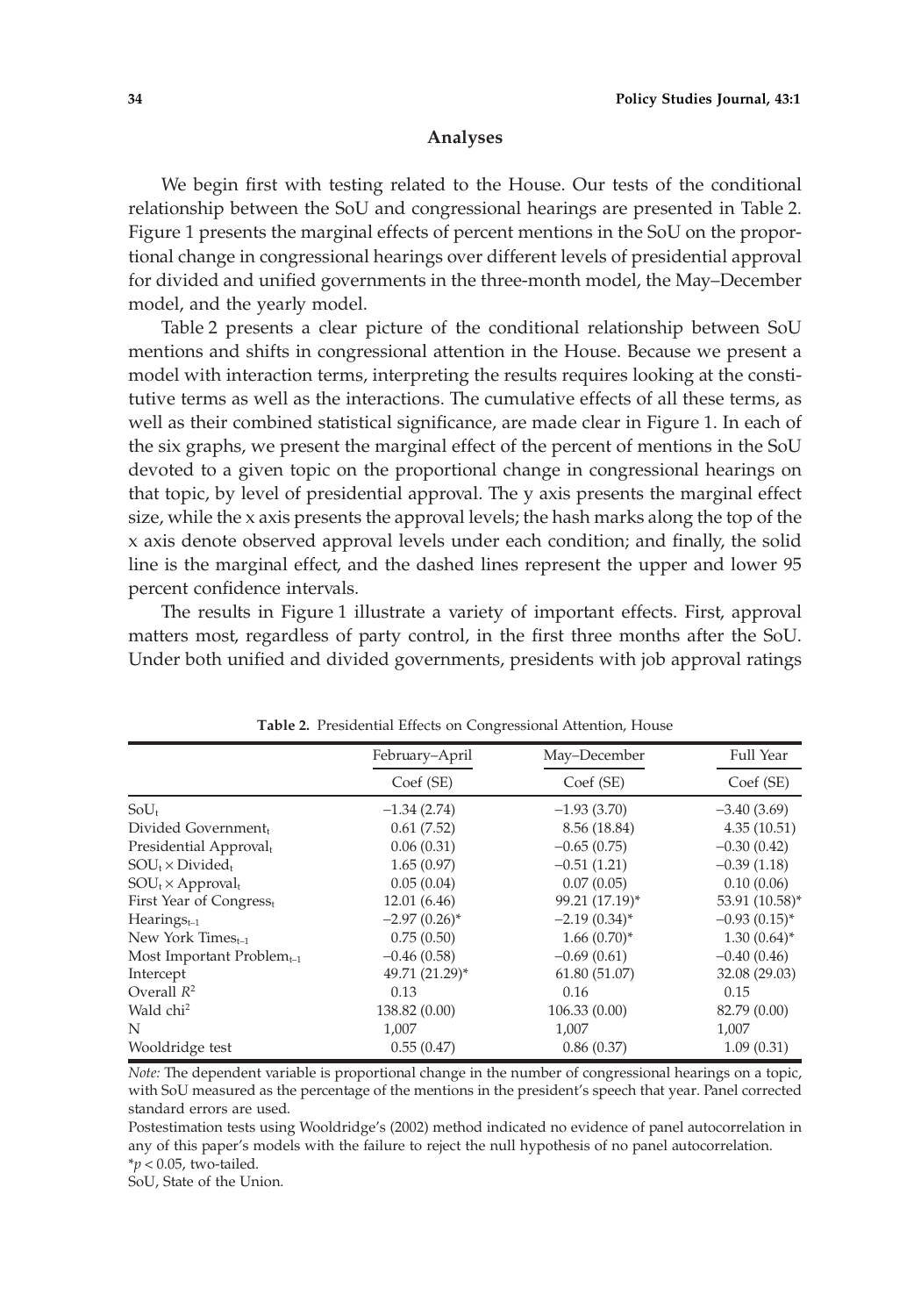## Analyses

We begin first with testing related to the House. Our tests of the conditional relationship between the SoU and congressional hearings are presented in Table 2. Figure 1 presents the marginal effects of percent mentions in the SoU on the proportional change in congressional hearings over different levels of presidential approval for divided and unified governments in the three-month model, the May–December model, and the yearly model.

Table 2 presents a clear picture of the conditional relationship between SoU mentions and shifts in congressional attention in the House. Because we present a model with interaction terms, interpreting the results requires looking at the constitutive terms as well as the interactions. The cumulative effects of all these terms, as well as their combined statistical significance, are made clear in Figure 1. In each of the six graphs, we present the marginal effect of the percent of mentions in the SoU devoted to a given topic on the proportional change in congressional hearings on that topic, by level of presidential approval. The y axis presents the marginal effect size, while the x axis presents the approval levels; the hash marks along the top of the x axis denote observed approval levels under each condition; and finally, the solid line is the marginal effect, and the dashed lines represent the upper and lower 95 percent confidence intervals.

The results in Figure 1 illustrate a variety of important effects. First, approval matters most, regardless of party control, in the first three months after the SoU. Under both unified and divided governments, presidents with job approval ratings

**Table 2.** Presidential Effects on Congressional Attention, House

| | February–April | May–December | Full Year |
|---|---|---|---|
| | Coef (SE) | Coef (SE) | Coef (SE) |
| $SoU_t$ | −1.34 (2.74) | −1.93 (3.70) | −3.40 (3.69) |
| Divided Government$_t$ | 0.61 (7.52) | 8.56 (18.84) | 4.35 (10.51) |
| Presidential Approval$_t$ | 0.06 (0.31) | −0.65 (0.75) | −0.30 (0.42) |
| $SOU_t \times$ Divided$_t$ | 1.65 (0.97) | −0.51 (1.21) | −0.39 (1.18) |
| $SOU_t \times$ Approval$_t$ | 0.05 (0.04) | 0.07 (0.05) | 0.10 (0.06) |
| First Year of Congress$_t$ | 12.01 (6.46) | 99.21 (17.19)* | 53.91 (10.58)* |
| Hearings$_{t-1}$ | −2.97 (0.26)* | −2.19 (0.34)* | −0.93 (0.15)* |
| New York Times$_{t-1}$ | 0.75 (0.50) | 1.66 (0.70)* | 1.30 (0.64)* |
| Most Important Problem$_{t-1}$ | −0.46 (0.58) | −0.69 (0.61) | −0.40 (0.46) |
| Intercept | 49.71 (21.29)* | 61.80 (51.07) | 32.08 (29.03) |
| Overall $R^2$ | 0.13 | 0.16 | 0.15 |
| Wald chi$^2$ | 138.82 (0.00) | 106.33 (0.00) | 82.79 (0.00) |
| N | 1,007 | 1,007 | 1,007 |
| Wooldridge test | 0.55 (0.47) | 0.86 (0.37) | 1.09 (0.31) |

*Note:* The dependent variable is proportional change in the number of congressional hearings on a topic, with SoU measured as the percentage of the mentions in the president's speech that year. Panel corrected standard errors are used.

Postestimation tests using Wooldridge's (2002) method indicated no evidence of panel autocorrelation in any of this paper's models with the failure to reject the null hypothesis of no panel autocorrelation.

*$p < 0.05$, two-tailed.

SoU, State of the Union.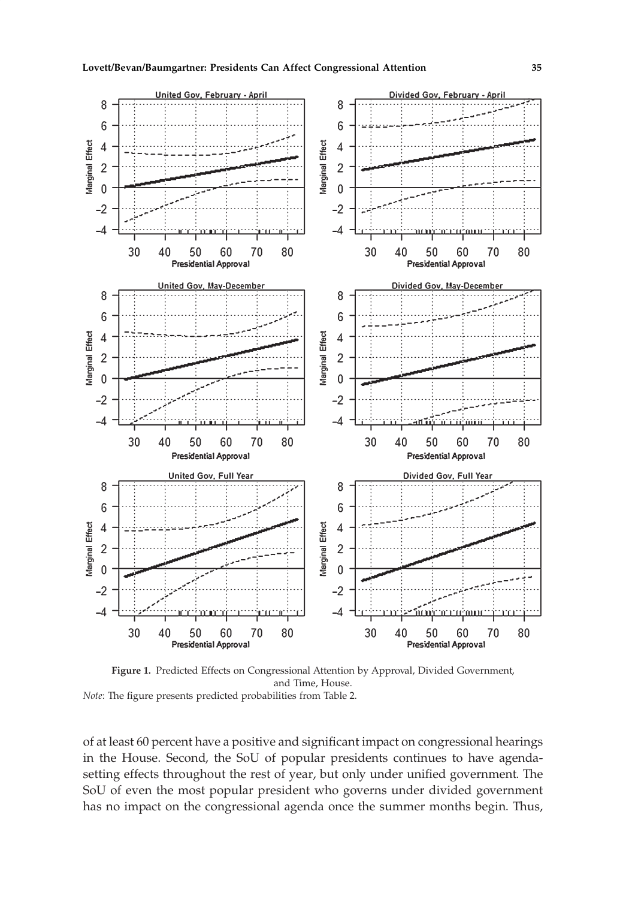**Figure 1.** Predicted Effects on Congressional Attention by Approval, Divided Government, and Time, House.

*Note*: The figure presents predicted probabilities from Table 2.

of at least 60 percent have a positive and significant impact on congressional hearings in the House. Second, the SoU of popular presidents continues to have agenda-setting effects throughout the rest of year, but only under unified government. The SoU of even the most popular president who governs under divided government has no impact on the congressional agenda once the summer months begin. Thus,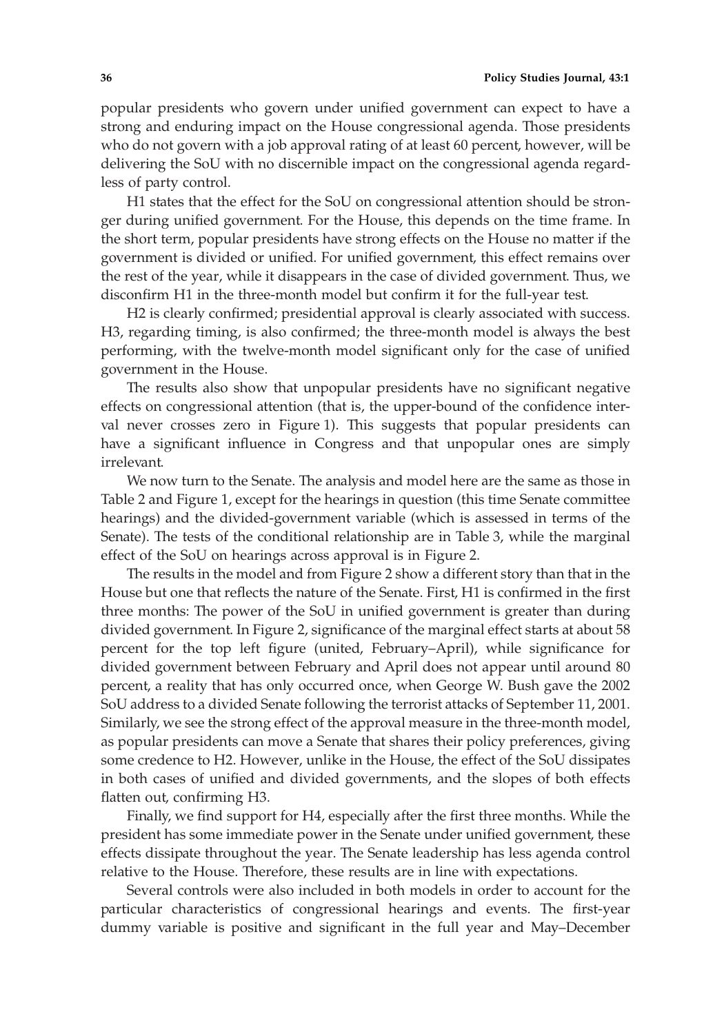popular presidents who govern under unified government can expect to have a strong and enduring impact on the House congressional agenda. Those presidents who do not govern with a job approval rating of at least 60 percent, however, will be delivering the SoU with no discernible impact on the congressional agenda regardless of party control.

H1 states that the effect for the SoU on congressional attention should be stronger during unified government. For the House, this depends on the time frame. In the short term, popular presidents have strong effects on the House no matter if the government is divided or unified. For unified government, this effect remains over the rest of the year, while it disappears in the case of divided government. Thus, we disconfirm H1 in the three-month model but confirm it for the full-year test.

H2 is clearly confirmed; presidential approval is clearly associated with success. H3, regarding timing, is also confirmed; the three-month model is always the best performing, with the twelve-month model significant only for the case of unified government in the House.

The results also show that unpopular presidents have no significant negative effects on congressional attention (that is, the upper-bound of the confidence interval never crosses zero in Figure 1). This suggests that popular presidents can have a significant influence in Congress and that unpopular ones are simply irrelevant.

We now turn to the Senate. The analysis and model here are the same as those in Table 2 and Figure 1, except for the hearings in question (this time Senate committee hearings) and the divided-government variable (which is assessed in terms of the Senate). The tests of the conditional relationship are in Table 3, while the marginal effect of the SoU on hearings across approval is in Figure 2.

The results in the model and from Figure 2 show a different story than that in the House but one that reflects the nature of the Senate. First, H1 is confirmed in the first three months: The power of the SoU in unified government is greater than during divided government. In Figure 2, significance of the marginal effect starts at about 58 percent for the top left figure (united, February–April), while significance for divided government between February and April does not appear until around 80 percent, a reality that has only occurred once, when George W. Bush gave the 2002 SoU address to a divided Senate following the terrorist attacks of September 11, 2001. Similarly, we see the strong effect of the approval measure in the three-month model, as popular presidents can move a Senate that shares their policy preferences, giving some credence to H2. However, unlike in the House, the effect of the SoU dissipates in both cases of unified and divided governments, and the slopes of both effects flatten out, confirming H3.

Finally, we find support for H4, especially after the first three months. While the president has some immediate power in the Senate under unified government, these effects dissipate throughout the year. The Senate leadership has less agenda control relative to the House. Therefore, these results are in line with expectations.

Several controls were also included in both models in order to account for the particular characteristics of congressional hearings and events. The first-year dummy variable is positive and significant in the full year and May–December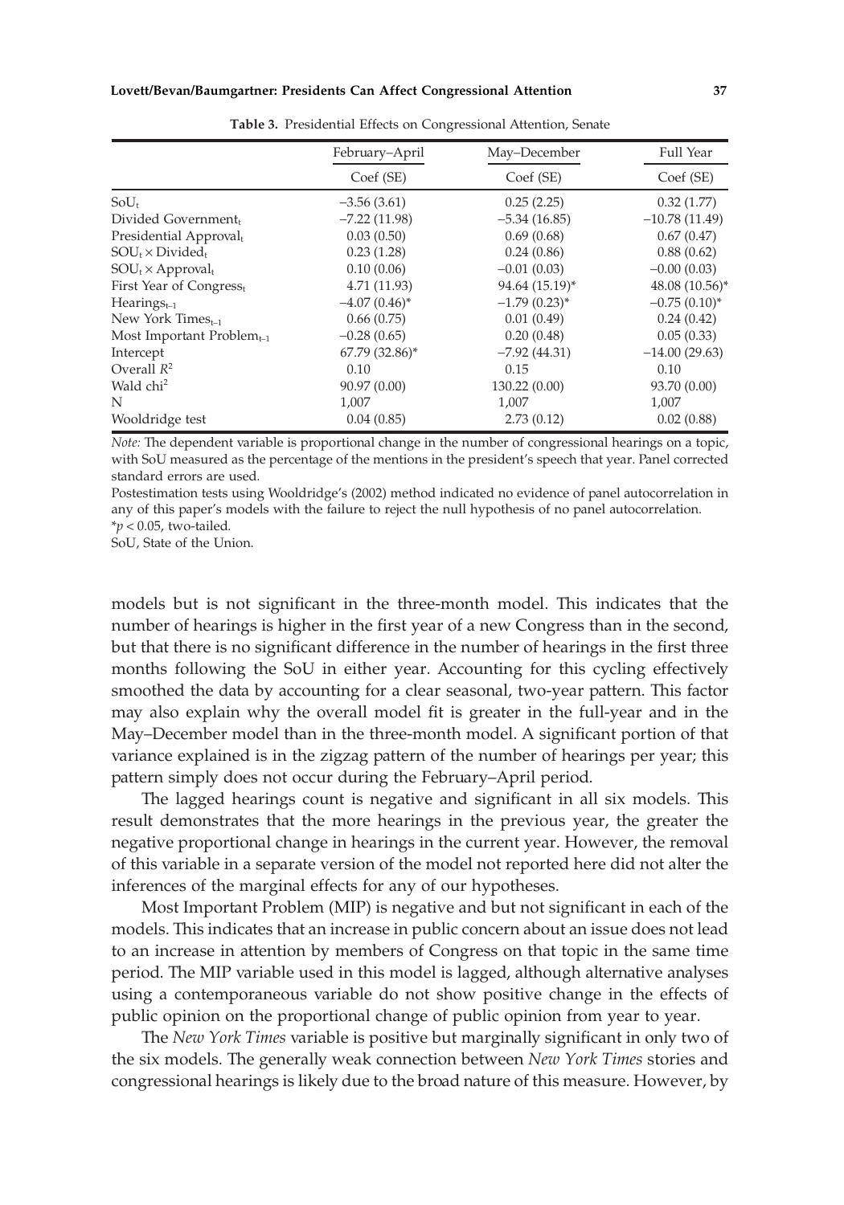**Table 3.** Presidential Effects on Congressional Attention, Senate

| | February–April | May–December | Full Year |
|---|---|---|---|
| | Coef (SE) | Coef (SE) | Coef (SE) |
| $SoU_t$ | −3.56 (3.61) | 0.25 (2.25) | 0.32 (1.77) |
| Divided $Government_t$ | −7.22 (11.98) | −5.34 (16.85) | −10.78 (11.49) |
| Presidential $Approval_t$ | 0.03 (0.50) | 0.69 (0.68) | 0.67 (0.47) |
| $SOU_t \times Divided_t$ | 0.23 (1.28) | 0.24 (0.86) | 0.88 (0.62) |
| $SOU_t \times Approval_t$ | 0.10 (0.06) | −0.01 (0.03) | −0.00 (0.03) |
| First Year of $Congress_t$ | 4.71 (11.93) | 94.64 (15.19)* | 48.08 (10.56)* |
| $Hearings_{t-1}$ | −4.07 (0.46)* | −1.79 (0.23)* | −0.75 (0.10)* |
| New York $Times_{t-1}$ | 0.66 (0.75) | 0.01 (0.49) | 0.24 (0.42) |
| Most Important $Problem_{t-1}$ | −0.28 (0.65) | 0.20 (0.48) | 0.05 (0.33) |
| Intercept | 67.79 (32.86)* | −7.92 (44.31) | −14.00 (29.63) |
| Overall $R^2$ | 0.10 | 0.15 | 0.10 |
| Wald $chi^2$ | 90.97 (0.00) | 130.22 (0.00) | 93.70 (0.00) |
| N | 1,007 | 1,007 | 1,007 |
| Wooldridge test | 0.04 (0.85) | 2.73 (0.12) | 0.02 (0.88) |

*Note:* The dependent variable is proportional change in the number of congressional hearings on a topic, with SoU measured as the percentage of the mentions in the president's speech that year. Panel corrected standard errors are used.

Postestimation tests using Wooldridge's (2002) method indicated no evidence of panel autocorrelation in any of this paper's models with the failure to reject the null hypothesis of no panel autocorrelation.

*$p < 0.05$, two-tailed.

SoU, State of the Union.

models but is not significant in the three-month model. This indicates that the number of hearings is higher in the first year of a new Congress than in the second, but that there is no significant difference in the number of hearings in the first three months following the SoU in either year. Accounting for this cycling effectively smoothed the data by accounting for a clear seasonal, two-year pattern. This factor may also explain why the overall model fit is greater in the full-year and in the May–December model than in the three-month model. A significant portion of that variance explained is in the zigzag pattern of the number of hearings per year; this pattern simply does not occur during the February–April period.

The lagged hearings count is negative and significant in all six models. This result demonstrates that the more hearings in the previous year, the greater the negative proportional change in hearings in the current year. However, the removal of this variable in a separate version of the model not reported here did not alter the inferences of the marginal effects for any of our hypotheses.

Most Important Problem (MIP) is negative and but not significant in each of the models. This indicates that an increase in public concern about an issue does not lead to an increase in attention by members of Congress on that topic in the same time period. The MIP variable used in this model is lagged, although alternative analyses using a contemporaneous variable do not show positive change in the effects of public opinion on the proportional change of public opinion from year to year.

The *New York Times* variable is positive but marginally significant in only two of the six models. The generally weak connection between *New York Times* stories and congressional hearings is likely due to the broad nature of this measure. However, by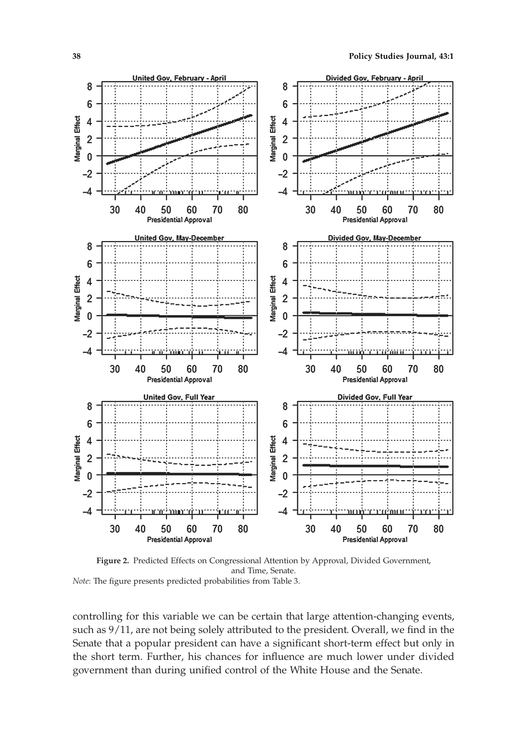**Figure 2.** Predicted Effects on Congressional Attention by Approval, Divided Government, and Time, Senate.

*Note*: The figure presents predicted probabilities from Table 3.

controlling for this variable we can be certain that large attention-changing events, such as 9/11, are not being solely attributed to the president. Overall, we find in the Senate that a popular president can have a significant short-term effect but only in the short term. Further, his chances for influence are much lower under divided government than during unified control of the White House and the Senate.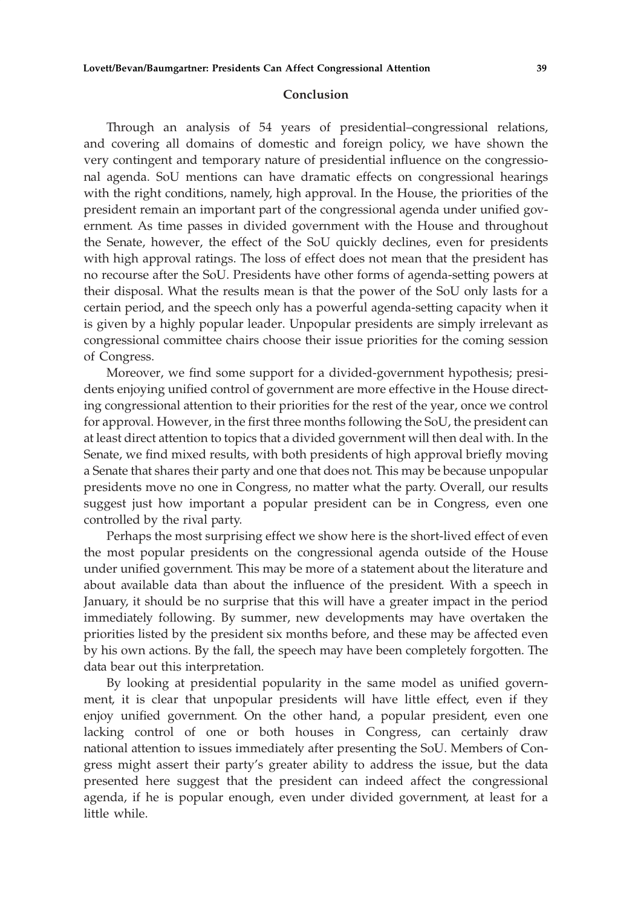## Conclusion

Through an analysis of 54 years of presidential–congressional relations, and covering all domains of domestic and foreign policy, we have shown the very contingent and temporary nature of presidential influence on the congressional agenda. SoU mentions can have dramatic effects on congressional hearings with the right conditions, namely, high approval. In the House, the priorities of the president remain an important part of the congressional agenda under unified government. As time passes in divided government with the House and throughout the Senate, however, the effect of the SoU quickly declines, even for presidents with high approval ratings. The loss of effect does not mean that the president has no recourse after the SoU. Presidents have other forms of agenda-setting powers at their disposal. What the results mean is that the power of the SoU only lasts for a certain period, and the speech only has a powerful agenda-setting capacity when it is given by a highly popular leader. Unpopular presidents are simply irrelevant as congressional committee chairs choose their issue priorities for the coming session of Congress.

Moreover, we find some support for a divided-government hypothesis; presidents enjoying unified control of government are more effective in the House directing congressional attention to their priorities for the rest of the year, once we control for approval. However, in the first three months following the SoU, the president can at least direct attention to topics that a divided government will then deal with. In the Senate, we find mixed results, with both presidents of high approval briefly moving a Senate that shares their party and one that does not. This may be because unpopular presidents move no one in Congress, no matter what the party. Overall, our results suggest just how important a popular president can be in Congress, even one controlled by the rival party.

Perhaps the most surprising effect we show here is the short-lived effect of even the most popular presidents on the congressional agenda outside of the House under unified government. This may be more of a statement about the literature and about available data than about the influence of the president. With a speech in January, it should be no surprise that this will have a greater impact in the period immediately following. By summer, new developments may have overtaken the priorities listed by the president six months before, and these may be affected even by his own actions. By the fall, the speech may have been completely forgotten. The data bear out this interpretation.

By looking at presidential popularity in the same model as unified government, it is clear that unpopular presidents will have little effect, even if they enjoy unified government. On the other hand, a popular president, even one lacking control of one or both houses in Congress, can certainly draw national attention to issues immediately after presenting the SoU. Members of Congress might assert their party's greater ability to address the issue, but the data presented here suggest that the president can indeed affect the congressional agenda, if he is popular enough, even under divided government, at least for a little while.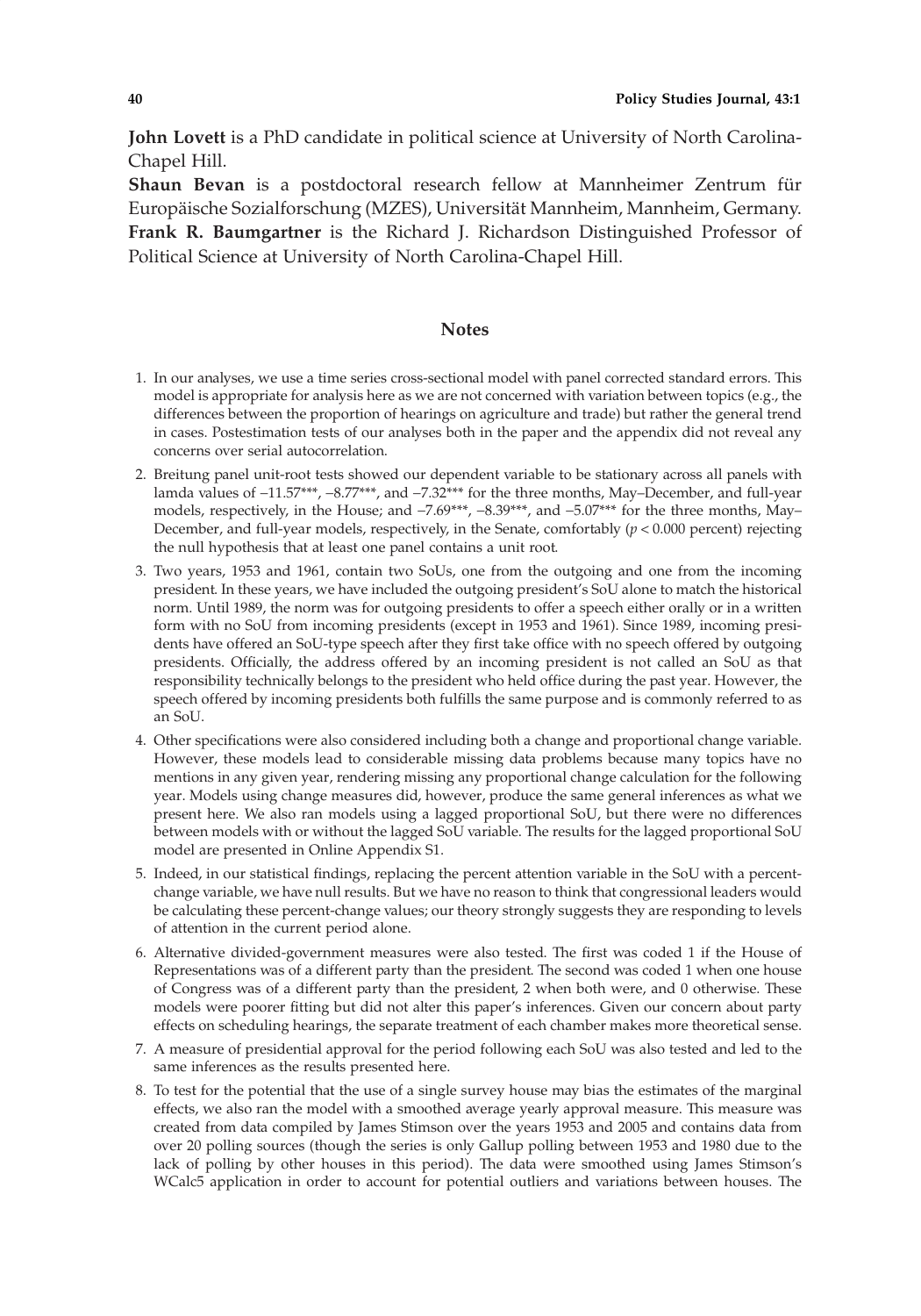**John Lovett** is a PhD candidate in political science at University of North Carolina-Chapel Hill.

**Shaun Bevan** is a postdoctoral research fellow at Mannheimer Zentrum für Europäische Sozialforschung (MZES), Universität Mannheim, Mannheim, Germany.

**Frank R. Baumgartner** is the Richard J. Richardson Distinguished Professor of Political Science at University of North Carolina-Chapel Hill.

## Notes

1. In our analyses, we use a time series cross-sectional model with panel corrected standard errors. This model is appropriate for analysis here as we are not concerned with variation between topics (e.g., the differences between the proportion of hearings on agriculture and trade) but rather the general trend in cases. Postestimation tests of our analyses both in the paper and the appendix did not reveal any concerns over serial autocorrelation.
2. Breitung panel unit-root tests showed our dependent variable to be stationary across all panels with lamda values of −11.57\*\*\*, −8.77\*\*\*, and −7.32\*\*\* for the three months, May–December, and full-year models, respectively, in the House; and −7.69\*\*\*, −8.39\*\*\*, and −5.07\*\*\* for the three months, May–December, and full-year models, respectively, in the Senate, comfortably ($p < 0.000$ percent) rejecting the null hypothesis that at least one panel contains a unit root.
3. Two years, 1953 and 1961, contain two SoUs, one from the outgoing and one from the incoming president. In these years, we have included the outgoing president's SoU alone to match the historical norm. Until 1989, the norm was for outgoing presidents to offer a speech either orally or in a written form with no SoU from incoming presidents (except in 1953 and 1961). Since 1989, incoming presidents have offered an SoU-type speech after they first take office with no speech offered by outgoing presidents. Officially, the address offered by an incoming president is not called an SoU as that responsibility technically belongs to the president who held office during the past year. However, the speech offered by incoming presidents both fulfills the same purpose and is commonly referred to as an SoU.
4. Other specifications were also considered including both a change and proportional change variable. However, these models lead to considerable missing data problems because many topics have no mentions in any given year, rendering missing any proportional change calculation for the following year. Models using change measures did, however, produce the same general inferences as what we present here. We also ran models using a lagged proportional SoU, but there were no differences between models with or without the lagged SoU variable. The results for the lagged proportional SoU model are presented in Online Appendix S1.
5. Indeed, in our statistical findings, replacing the percent attention variable in the SoU with a percent-change variable, we have null results. But we have no reason to think that congressional leaders would be calculating these percent-change values; our theory strongly suggests they are responding to levels of attention in the current period alone.
6. Alternative divided-government measures were also tested. The first was coded 1 if the House of Representatives was of a different party than the president. The second was coded 1 when one house of Congress was of a different party than the president, 2 when both were, and 0 otherwise. These models were poorer fitting but did not alter this paper's inferences. Given our concern about party effects on scheduling hearings, the separate treatment of each chamber makes more theoretical sense.
7. A measure of presidential approval for the period following each SoU was also tested and led to the same inferences as the results presented here.
8. To test for the potential that the use of a single survey house may bias the estimates of the marginal effects, we also ran the model with a smoothed average yearly approval measure. This measure was created from data compiled by James Stimson over the years 1953 and 2005 and contains data from over 20 polling sources (though the series is only Gallup polling between 1953 and 1980 due to the lack of polling by other houses in this period). The data were smoothed using James Stimson's WCalc5 application in order to account for potential outliers and variations between houses. The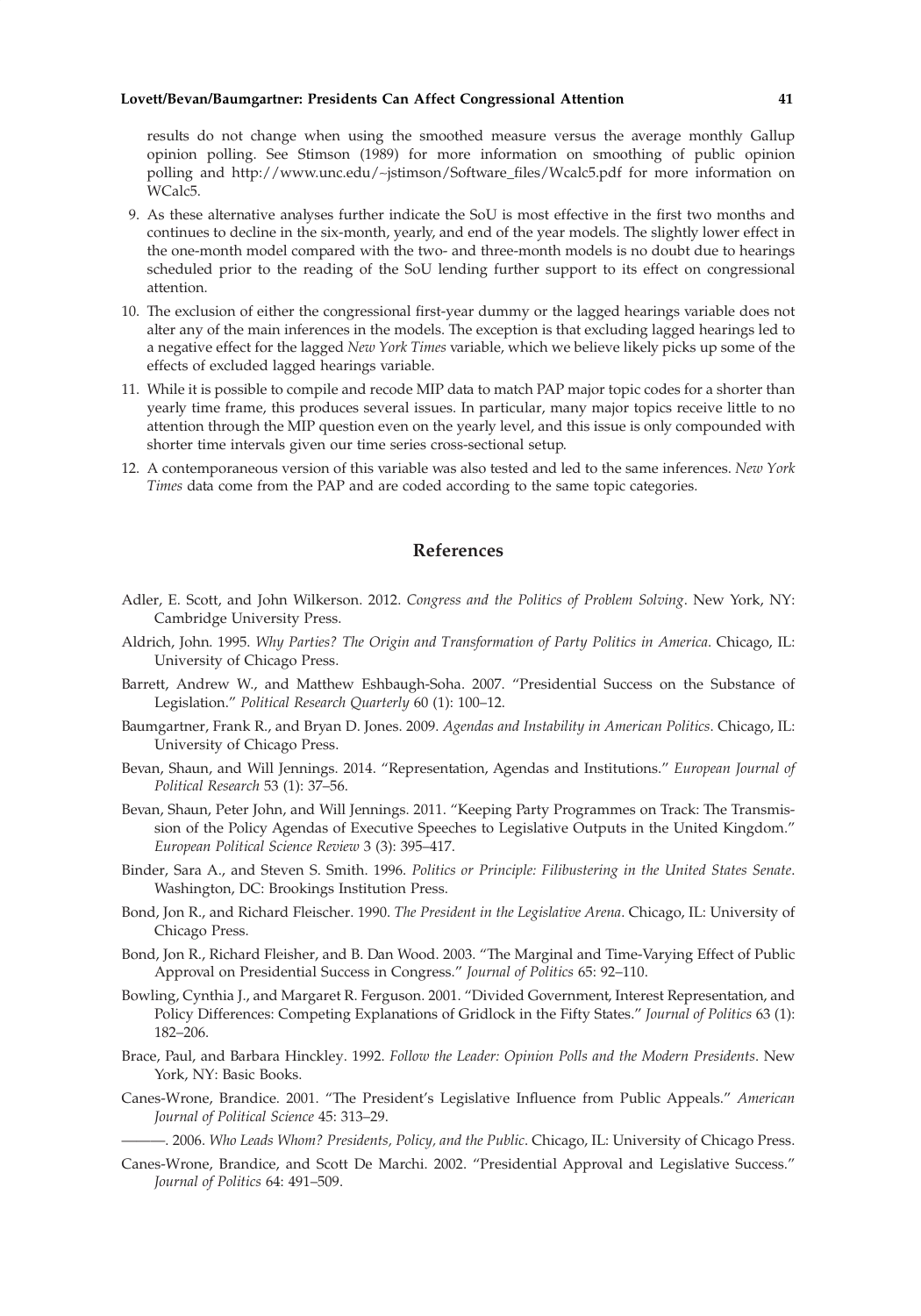results do not change when using the smoothed measure versus the average monthly Gallup opinion polling. See Stimson (1989) for more information on smoothing of public opinion polling and http://www.unc.edu/~jstimson/Software_files/Wcalc5.pdf for more information on WCalc5.

9. As these alternative analyses further indicate the SoU is most effective in the first two months and continues to decline in the six-month, yearly, and end of the year models. The slightly lower effect in the one-month model compared with the two- and three-month models is no doubt due to hearings scheduled prior to the reading of the SoU lending further support to its effect on congressional attention.
10. The exclusion of either the congressional first-year dummy or the lagged hearings variable does not alter any of the main inferences in the models. The exception is that excluding lagged hearings led to a negative effect for the lagged *New York Times* variable, which we believe likely picks up some of the effects of excluded lagged hearings variable.
11. While it is possible to compile and recode MIP data to match PAP major topic codes for a shorter than yearly time frame, this produces several issues. In particular, many major topics receive little to no attention through the MIP question even on the yearly level, and this issue is only compounded with shorter time intervals given our time series cross-sectional setup.
12. A contemporaneous version of this variable was also tested and led to the same inferences. *New York Times* data come from the PAP and are coded according to the same topic categories.

## References

Adler, E. Scott, and John Wilkerson. 2012. *Congress and the Politics of Problem Solving*. New York, NY: Cambridge University Press.

Aldrich, John. 1995. *Why Parties? The Origin and Transformation of Party Politics in America*. Chicago, IL: University of Chicago Press.

Barrett, Andrew W., and Matthew Eshbaugh-Soha. 2007. "Presidential Success on the Substance of Legislation." *Political Research Quarterly* 60 (1): 100–12.

Baumgartner, Frank R., and Bryan D. Jones. 2009. *Agendas and Instability in American Politics*. Chicago, IL: University of Chicago Press.

Bevan, Shaun, and Will Jennings. 2014. "Representation, Agendas and Institutions." *European Journal of Political Research* 53 (1): 37–56.

Bevan, Shaun, Peter John, and Will Jennings. 2011. "Keeping Party Programmes on Track: The Transmission of the Policy Agendas of Executive Speeches to Legislative Outputs in the United Kingdom." *European Political Science Review* 3 (3): 395–417.

Binder, Sara A., and Steven S. Smith. 1996. *Politics or Principle: Filibustering in the United States Senate*. Washington, DC: Brookings Institution Press.

Bond, Jon R., and Richard Fleischer. 1990. *The President in the Legislative Arena*. Chicago, IL: University of Chicago Press.

Bond, Jon R., Richard Fleisher, and B. Dan Wood. 2003. "The Marginal and Time-Varying Effect of Public Approval on Presidential Success in Congress." *Journal of Politics* 65: 92–110.

Bowling, Cynthia J., and Margaret R. Ferguson. 2001. "Divided Government, Interest Representation, and Policy Differences: Competing Explanations of Gridlock in the Fifty States." *Journal of Politics* 63 (1): 182–206.

Brace, Paul, and Barbara Hinckley. 1992. *Follow the Leader: Opinion Polls and the Modern Presidents*. New York, NY: Basic Books.

Canes-Wrone, Brandice. 2001. "The President's Legislative Influence from Public Appeals." *American Journal of Political Science* 45: 313–29.

———. 2006. *Who Leads Whom? Presidents, Policy, and the Public*. Chicago, IL: University of Chicago Press.

Canes-Wrone, Brandice, and Scott De Marchi. 2002. "Presidential Approval and Legislative Success." *Journal of Politics* 64: 491–509.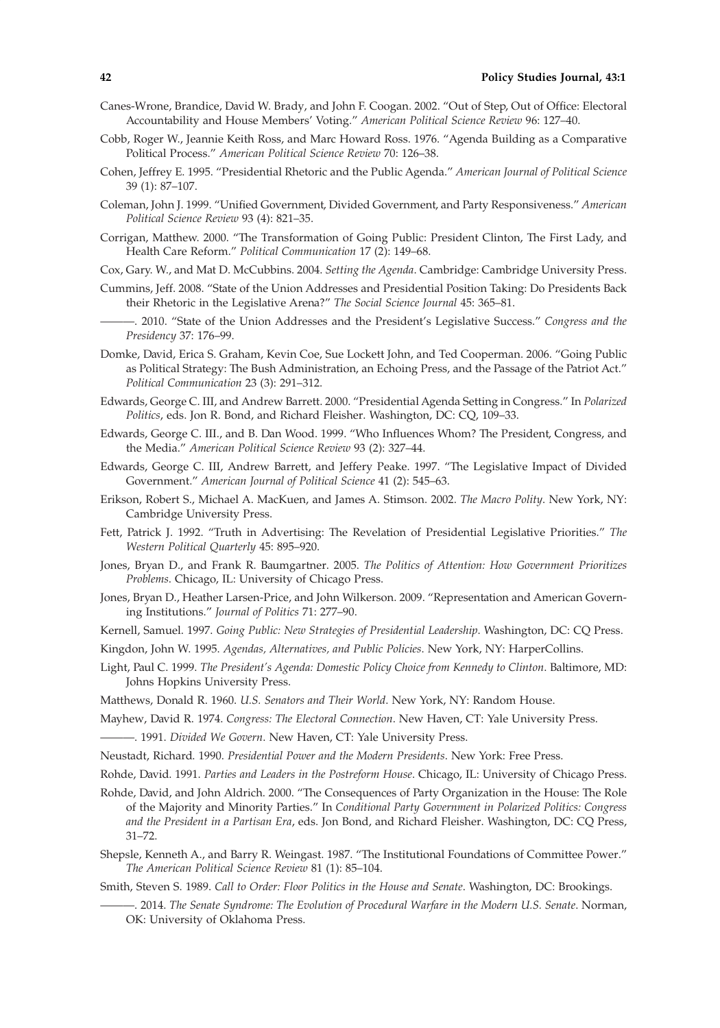Canes-Wrone, Brandice, David W. Brady, and John F. Coogan. 2002. "Out of Step, Out of Office: Electoral Accountability and House Members' Voting." *American Political Science Review* 96: 127–40.

Cobb, Roger W., Jeannie Keith Ross, and Marc Howard Ross. 1976. "Agenda Building as a Comparative Political Process." *American Political Science Review* 70: 126–38.

Cohen, Jeffrey E. 1995. "Presidential Rhetoric and the Public Agenda." *American Journal of Political Science* 39 (1): 87–107.

Coleman, John J. 1999. "Unified Government, Divided Government, and Party Responsiveness." *American Political Science Review* 93 (4): 821–35.

Corrigan, Matthew. 2000. "The Transformation of Going Public: President Clinton, The First Lady, and Health Care Reform." *Political Communication* 17 (2): 149–68.

Cox, Gary. W., and Mat D. McCubbins. 2004. *Setting the Agenda*. Cambridge: Cambridge University Press.

Cummins, Jeff. 2008. "State of the Union Addresses and Presidential Position Taking: Do Presidents Back their Rhetoric in the Legislative Arena?" *The Social Science Journal* 45: 365–81.

———. 2010. "State of the Union Addresses and the President's Legislative Success." *Congress and the Presidency* 37: 176–99.

Domke, David, Erica S. Graham, Kevin Coe, Sue Lockett John, and Ted Cooperman. 2006. "Going Public as Political Strategy: The Bush Administration, an Echoing Press, and the Passage of the Patriot Act." *Political Communication* 23 (3): 291–312.

Edwards, George C. III, and Andrew Barrett. 2000. "Presidential Agenda Setting in Congress." In *Polarized Politics*, eds. Jon R. Bond, and Richard Fleisher. Washington, DC: CQ, 109–33.

Edwards, George C. III., and B. Dan Wood. 1999. "Who Influences Whom? The President, Congress, and the Media." *American Political Science Review* 93 (2): 327–44.

Edwards, George C. III, Andrew Barrett, and Jeffery Peake. 1997. "The Legislative Impact of Divided Government." *American Journal of Political Science* 41 (2): 545–63.

Erikson, Robert S., Michael A. MacKuen, and James A. Stimson. 2002. *The Macro Polity*. New York, NY: Cambridge University Press.

Fett, Patrick J. 1992. "Truth in Advertising: The Revelation of Presidential Legislative Priorities." *The Western Political Quarterly* 45: 895–920.

Jones, Bryan D., and Frank R. Baumgartner. 2005. *The Politics of Attention: How Government Prioritizes Problems*. Chicago, IL: University of Chicago Press.

Jones, Bryan D., Heather Larsen-Price, and John Wilkerson. 2009. "Representation and American Governing Institutions." *Journal of Politics* 71: 277–90.

Kernell, Samuel. 1997. *Going Public: New Strategies of Presidential Leadership*. Washington, DC: CQ Press.

Kingdon, John W. 1995. *Agendas, Alternatives, and Public Policies*. New York, NY: HarperCollins.

Light, Paul C. 1999. *The President's Agenda: Domestic Policy Choice from Kennedy to Clinton*. Baltimore, MD: Johns Hopkins University Press.

Matthews, Donald R. 1960. *U.S. Senators and Their World*. New York, NY: Random House.

Mayhew, David R. 1974. *Congress: The Electoral Connection*. New Haven, CT: Yale University Press.

———. 1991. *Divided We Govern*. New Haven, CT: Yale University Press.

Neustadt, Richard. 1990. *Presidential Power and the Modern Presidents*. New York: Free Press.

Rohde, David. 1991. *Parties and Leaders in the Postreform House*. Chicago, IL: University of Chicago Press.

Rohde, David, and John Aldrich. 2000. "The Consequences of Party Organization in the House: The Role of the Majority and Minority Parties." In *Conditional Party Government in Polarized Politics: Congress and the President in a Partisan Era*, eds. Jon Bond, and Richard Fleisher. Washington, DC: CQ Press, 31–72.

Shepsle, Kenneth A., and Barry R. Weingast. 1987. "The Institutional Foundations of Committee Power." *The American Political Science Review* 81 (1): 85–104.

Smith, Steven S. 1989. *Call to Order: Floor Politics in the House and Senate*. Washington, DC: Brookings.

———. 2014. *The Senate Syndrome: The Evolution of Procedural Warfare in the Modern U.S. Senate*. Norman, OK: University of Oklahoma Press.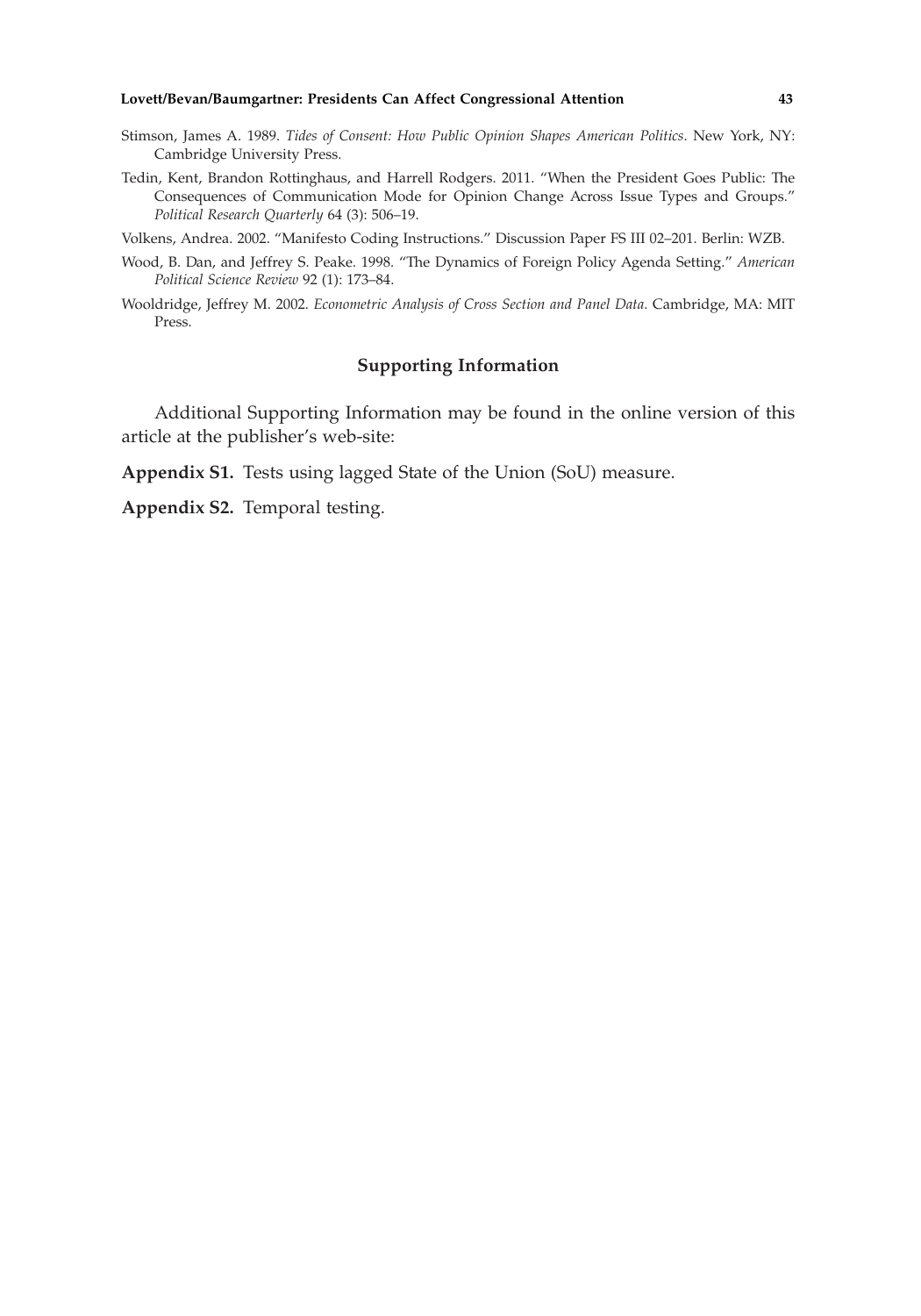Stimson, James A. 1989. *Tides of Consent: How Public Opinion Shapes American Politics*. New York, NY: Cambridge University Press.

Tedin, Kent, Brandon Rottinghaus, and Harrell Rodgers. 2011. "When the President Goes Public: The Consequences of Communication Mode for Opinion Change Across Issue Types and Groups." *Political Research Quarterly* 64 (3): 506–19.

Volkens, Andrea. 2002. "Manifesto Coding Instructions." Discussion Paper FS III 02–201. Berlin: WZB.

Wood, B. Dan, and Jeffrey S. Peake. 1998. "The Dynamics of Foreign Policy Agenda Setting." *American Political Science Review* 92 (1): 173–84.

Wooldridge, Jeffrey M. 2002. *Econometric Analysis of Cross Section and Panel Data*. Cambridge, MA: MIT Press.

## Supporting Information

Additional Supporting Information may be found in the online version of this article at the publisher's web-site:

**Appendix S1.** Tests using lagged State of the Union (SoU) measure.

**Appendix S2.** Temporal testing.